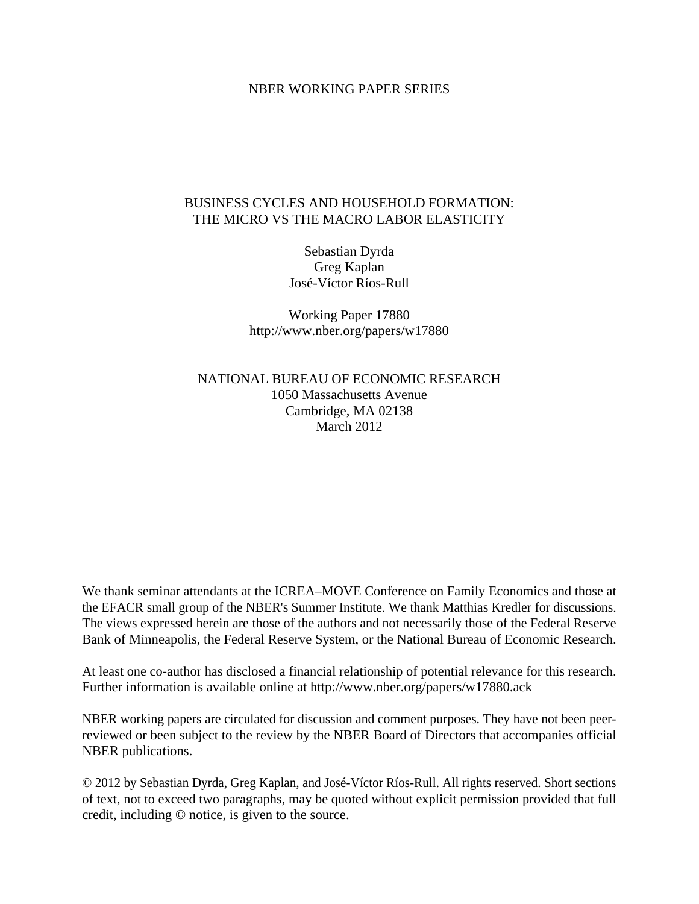NBER WORKING PAPER SERIES

# BUSINESS CYCLES AND HOUSEHOLD FORMATION: THE MICRO VS THE MACRO LABOR ELASTICITY

Sebastian Dyrda
Greg Kaplan
José-Víctor Ríos-Rull

Working Paper 17880
http://www.nber.org/papers/w17880

NATIONAL BUREAU OF ECONOMIC RESEARCH
1050 Massachusetts Avenue
Cambridge, MA 02138
March 2012

We thank seminar attendants at the ICREA–MOVE Conference on Family Economics and those at the EFACR small group of the NBER's Summer Institute. We thank Matthias Kredler for discussions. The views expressed herein are those of the authors and not necessarily those of the Federal Reserve Bank of Minneapolis, the Federal Reserve System, or the National Bureau of Economic Research.

At least one co-author has disclosed a financial relationship of potential relevance for this research. Further information is available online at http://www.nber.org/papers/w17880.ack

NBER working papers are circulated for discussion and comment purposes. They have not been peer-reviewed or been subject to the review by the NBER Board of Directors that accompanies official NBER publications.

© 2012 by Sebastian Dyrda, Greg Kaplan, and José-Víctor Ríos-Rull. All rights reserved. Short sections of text, not to exceed two paragraphs, may be quoted without explicit permission provided that full credit, including © notice, is given to the source.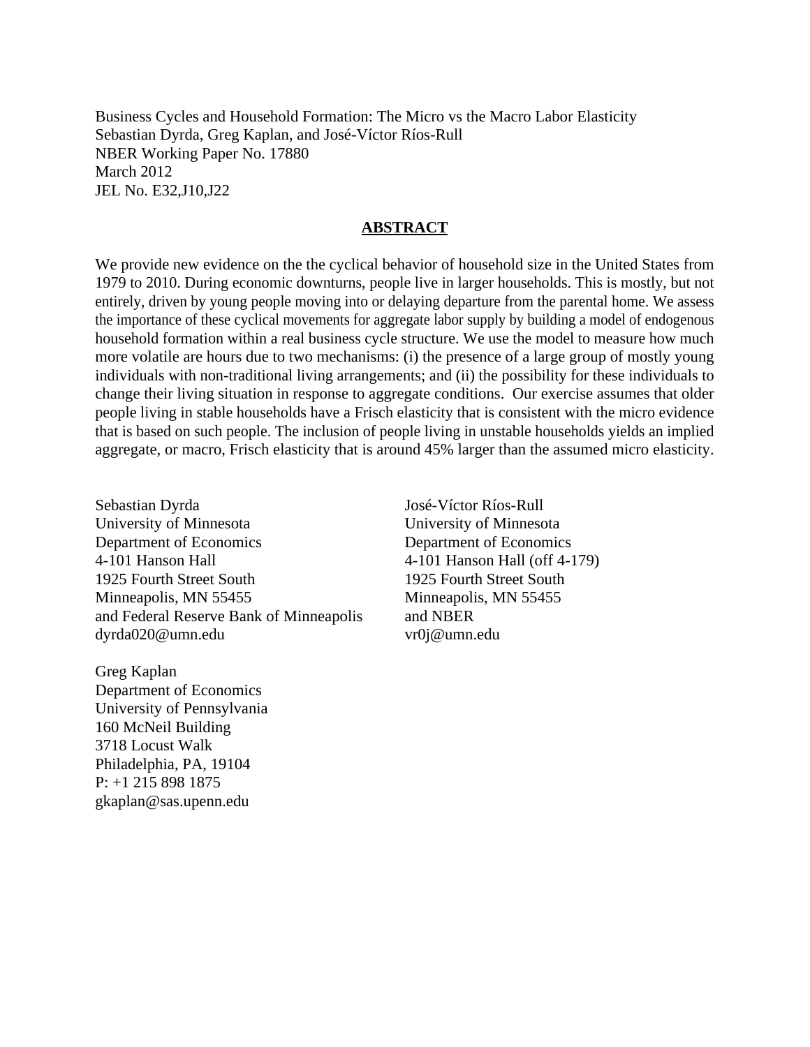Business Cycles and Household Formation: The Micro vs the Macro Labor Elasticity
Sebastian Dyrda, Greg Kaplan, and José-Víctor Ríos-Rull
NBER Working Paper No. 17880
March 2012
JEL No. E32,J10,J22

## ABSTRACT

We provide new evidence on the the cyclical behavior of household size in the United States from 1979 to 2010. During economic downturns, people live in larger households. This is mostly, but not entirely, driven by young people moving into or delaying departure from the parental home. We assess the importance of these cyclical movements for aggregate labor supply by building a model of endogenous household formation within a real business cycle structure. We use the model to measure how much more volatile are hours due to two mechanisms: (i) the presence of a large group of mostly young individuals with non-traditional living arrangements; and (ii) the possibility for these individuals to change their living situation in response to aggregate conditions. Our exercise assumes that older people living in stable households have a Frisch elasticity that is consistent with the micro evidence that is based on such people. The inclusion of people living in unstable households yields an implied aggregate, or macro, Frisch elasticity that is around 45% larger than the assumed micro elasticity.

Sebastian Dyrda
University of Minnesota
Department of Economics
4-101 Hanson Hall
1925 Fourth Street South
Minneapolis, MN 55455
and Federal Reserve Bank of Minneapolis
dyrda020@umn.edu

Greg Kaplan
Department of Economics
University of Pennsylvania
160 McNeil Building
3718 Locust Walk
Philadelphia, PA, 19104
P: +1 215 898 1875
gkaplan@sas.upenn.edu

José-Víctor Ríos-Rull
University of Minnesota
Department of Economics
4-101 Hanson Hall (off 4-179)
1925 Fourth Street South
Minneapolis, MN 55455
and NBER
vr0j@umn.edu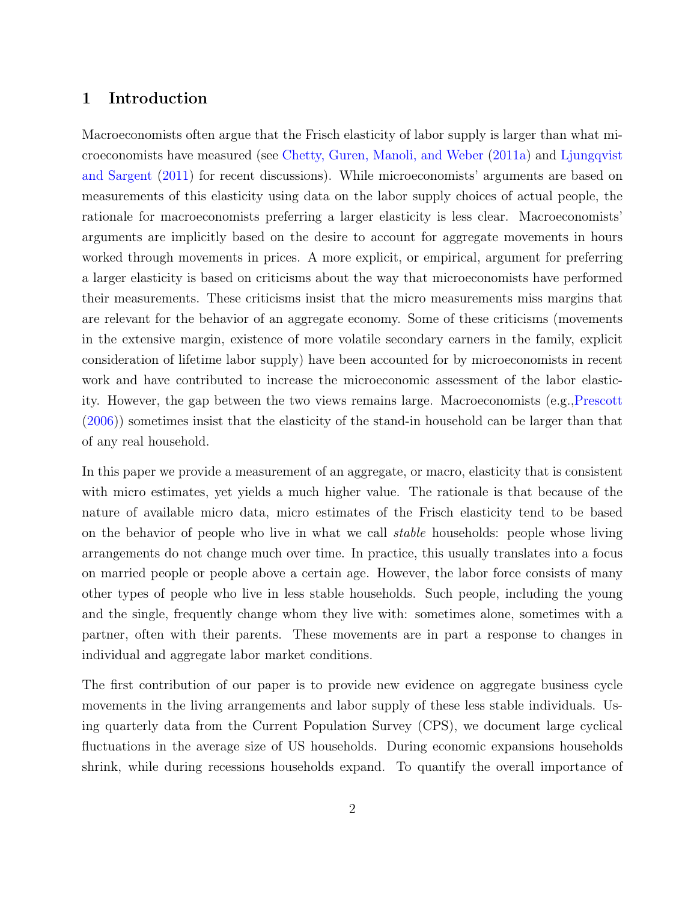## 1 Introduction

Macroeconomists often argue that the Frisch elasticity of labor supply is larger than what microeconomists have measured (see Chetty, Guren, Manoli, and Weber (2011a) and Ljungqvist and Sargent (2011) for recent discussions). While microeconomists' arguments are based on measurements of this elasticity using data on the labor supply choices of actual people, the rationale for macroeconomists preferring a larger elasticity is less clear. Macroeconomists' arguments are implicitly based on the desire to account for aggregate movements in hours worked through movements in prices. A more explicit, or empirical, argument for preferring a larger elasticity is based on criticisms about the way that microeconomists have performed their measurements. These criticisms insist that the micro measurements miss margins that are relevant for the behavior of an aggregate economy. Some of these criticisms (movements in the extensive margin, existence of more volatile secondary earners in the family, explicit consideration of lifetime labor supply) have been accounted for by microeconomists in recent work and have contributed to increase the microeconomic assessment of the labor elasticity. However, the gap between the two views remains large. Macroeconomists (e.g.,Prescott (2006)) sometimes insist that the elasticity of the stand-in household can be larger than that of any real household.

In this paper we provide a measurement of an aggregate, or macro, elasticity that is consistent with micro estimates, yet yields a much higher value. The rationale is that because of the nature of available micro data, micro estimates of the Frisch elasticity tend to be based on the behavior of people who live in what we call *stable* households: people whose living arrangements do not change much over time. In practice, this usually translates into a focus on married people or people above a certain age. However, the labor force consists of many other types of people who live in less stable households. Such people, including the young and the single, frequently change whom they live with: sometimes alone, sometimes with a partner, often with their parents. These movements are in part a response to changes in individual and aggregate labor market conditions.

The first contribution of our paper is to provide new evidence on aggregate business cycle movements in the living arrangements and labor supply of these less stable individuals. Using quarterly data from the Current Population Survey (CPS), we document large cyclical fluctuations in the average size of US households. During economic expansions households shrink, while during recessions households expand. To quantify the overall importance of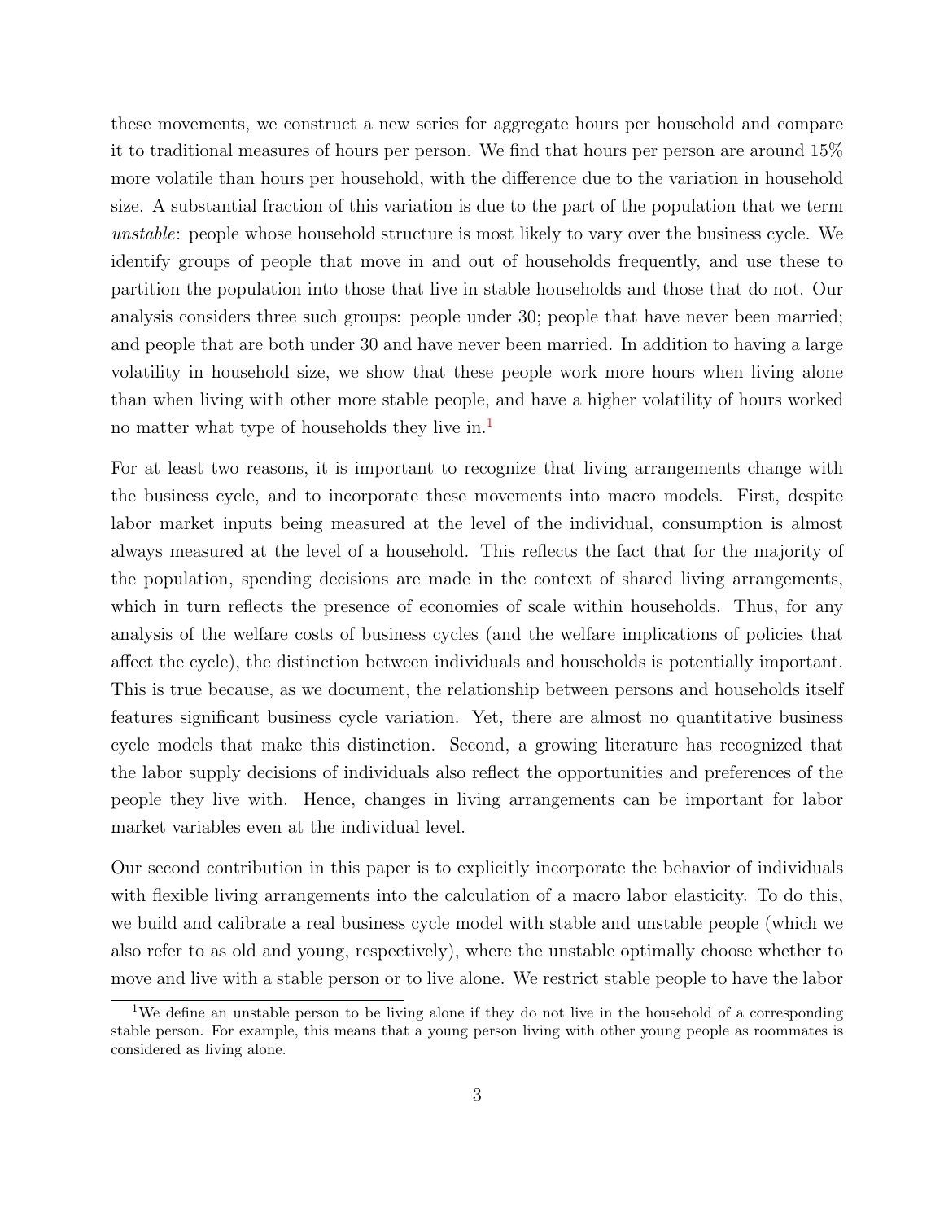these movements, we construct a new series for aggregate hours per household and compare it to traditional measures of hours per person. We find that hours per person are around 15% more volatile than hours per household, with the difference due to the variation in household size. A substantial fraction of this variation is due to the part of the population that we term *unstable*: people whose household structure is most likely to vary over the business cycle. We identify groups of people that move in and out of households frequently, and use these to partition the population into those that live in stable households and those that do not. Our analysis considers three such groups: people under 30; people that have never been married; and people that are both under 30 and have never been married. In addition to having a large volatility in household size, we show that these people work more hours when living alone than when living with other more stable people, and have a higher volatility of hours worked no matter what type of households they live in.[1]

For at least two reasons, it is important to recognize that living arrangements change with the business cycle, and to incorporate these movements into macro models. First, despite labor market inputs being measured at the level of the individual, consumption is almost always measured at the level of a household. This reflects the fact that for the majority of the population, spending decisions are made in the context of shared living arrangements, which in turn reflects the presence of economies of scale within households. Thus, for any analysis of the welfare costs of business cycles (and the welfare implications of policies that affect the cycle), the distinction between individuals and households is potentially important. This is true because, as we document, the relationship between persons and households itself features significant business cycle variation. Yet, there are almost no quantitative business cycle models that make this distinction. Second, a growing literature has recognized that the labor supply decisions of individuals also reflect the opportunities and preferences of the people they live with. Hence, changes in living arrangements can be important for labor market variables even at the individual level.

Our second contribution in this paper is to explicitly incorporate the behavior of individuals with flexible living arrangements into the calculation of a macro labor elasticity. To do this, we build and calibrate a real business cycle model with stable and unstable people (which we also refer to as old and young, respectively), where the unstable optimally choose whether to move and live with a stable person or to live alone. We restrict stable people to have the labor

[1] We define an unstable person to be living alone if they do not live in the household of a corresponding stable person. For example, this means that a young person living with other young people as roommates is considered as living alone.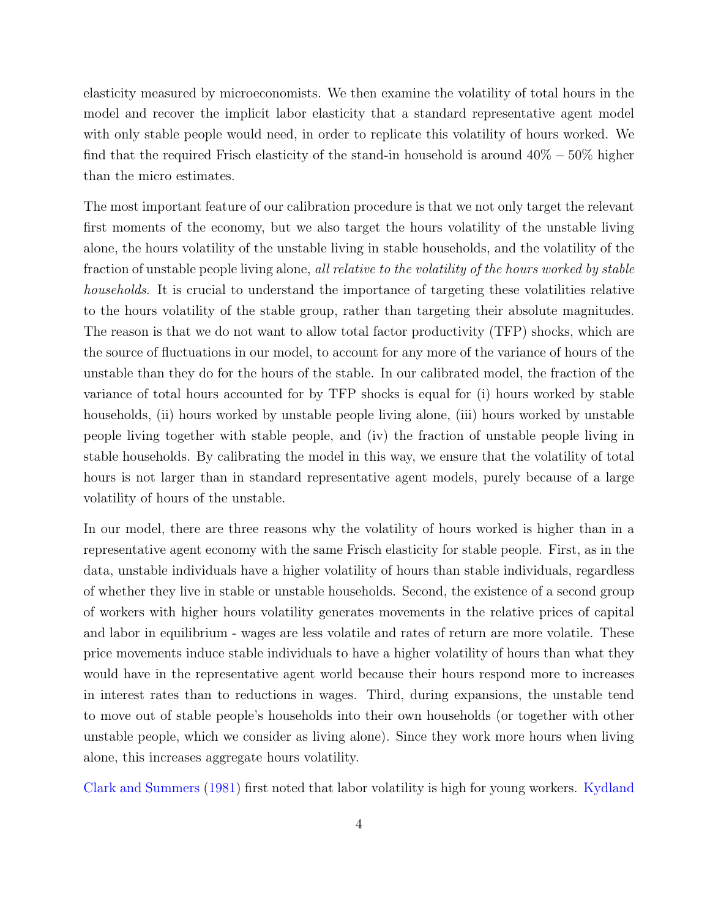elasticity measured by microeconomists. We then examine the volatility of total hours in the model and recover the implicit labor elasticity that a standard representative agent model with only stable people would need, in order to replicate this volatility of hours worked. We find that the required Frisch elasticity of the stand-in household is around $40\% - 50\%$ higher than the micro estimates.

The most important feature of our calibration procedure is that we not only target the relevant first moments of the economy, but we also target the hours volatility of the unstable living alone, the hours volatility of the unstable living in stable households, and the volatility of the fraction of unstable people living alone, *all relative to the volatility of the hours worked by stable households*. It is crucial to understand the importance of targeting these volatilities relative to the hours volatility of the stable group, rather than targeting their absolute magnitudes. The reason is that we do not want to allow total factor productivity (TFP) shocks, which are the source of fluctuations in our model, to account for any more of the variance of hours of the unstable than they do for the hours of the stable. In our calibrated model, the fraction of the variance of total hours accounted for by TFP shocks is equal for (i) hours worked by stable households, (ii) hours worked by unstable people living alone, (iii) hours worked by unstable people living together with stable people, and (iv) the fraction of unstable people living in stable households. By calibrating the model in this way, we ensure that the volatility of total hours is not larger than in standard representative agent models, purely because of a large volatility of hours of the unstable.

In our model, there are three reasons why the volatility of hours worked is higher than in a representative agent economy with the same Frisch elasticity for stable people. First, as in the data, unstable individuals have a higher volatility of hours than stable individuals, regardless of whether they live in stable or unstable households. Second, the existence of a second group of workers with higher hours volatility generates movements in the relative prices of capital and labor in equilibrium - wages are less volatile and rates of return are more volatile. These price movements induce stable individuals to have a higher volatility of hours than what they would have in the representative agent world because their hours respond more to increases in interest rates than to reductions in wages. Third, during expansions, the unstable tend to move out of stable people's households into their own households (or together with other unstable people, which we consider as living alone). Since they work more hours when living alone, this increases aggregate hours volatility.

Clark and Summers (1981) first noted that labor volatility is high for young workers. Kydland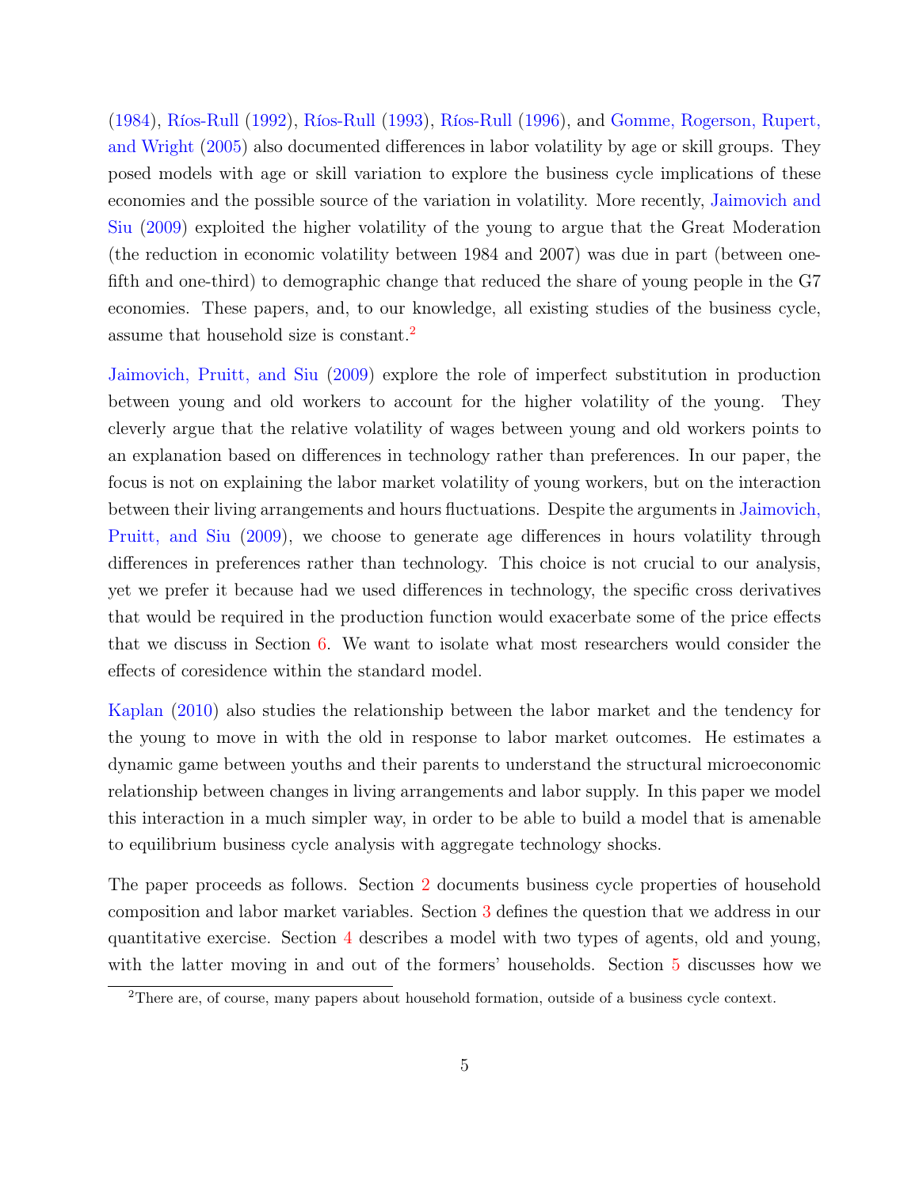(1984), Ríos-Rull (1992), Ríos-Rull (1993), Ríos-Rull (1996), and Gomme, Rogerson, Rupert, and Wright (2005) also documented differences in labor volatility by age or skill groups. They posed models with age or skill variation to explore the business cycle implications of these economies and the possible source of the variation in volatility. More recently, Jaimovich and Siu (2009) exploited the higher volatility of the young to argue that the Great Moderation (the reduction in economic volatility between 1984 and 2007) was due in part (between one-fifth and one-third) to demographic change that reduced the share of young people in the G7 economies. These papers, and, to our knowledge, all existing studies of the business cycle, assume that household size is constant.[2]

Jaimovich, Pruitt, and Siu (2009) explore the role of imperfect substitution in production between young and old workers to account for the higher volatility of the young. They cleverly argue that the relative volatility of wages between young and old workers points to an explanation based on differences in technology rather than preferences. In our paper, the focus is not on explaining the labor market volatility of young workers, but on the interaction between their living arrangements and hours fluctuations. Despite the arguments in Jaimovich, Pruitt, and Siu (2009), we choose to generate age differences in hours volatility through differences in preferences rather than technology. This choice is not crucial to our analysis, yet we prefer it because had we used differences in technology, the specific cross derivatives that would be required in the production function would exacerbate some of the price effects that we discuss in Section 6. We want to isolate what most researchers would consider the effects of coresidence within the standard model.

Kaplan (2010) also studies the relationship between the labor market and the tendency for the young to move in with the old in response to labor market outcomes. He estimates a dynamic game between youths and their parents to understand the structural microeconomic relationship between changes in living arrangements and labor supply. In this paper we model this interaction in a much simpler way, in order to be able to build a model that is amenable to equilibrium business cycle analysis with aggregate technology shocks.

The paper proceeds as follows. Section 2 documents business cycle properties of household composition and labor market variables. Section 3 defines the question that we address in our quantitative exercise. Section 4 describes a model with two types of agents, old and young, with the latter moving in and out of the formers' households. Section 5 discusses how we

[2] There are, of course, many papers about household formation, outside of a business cycle context.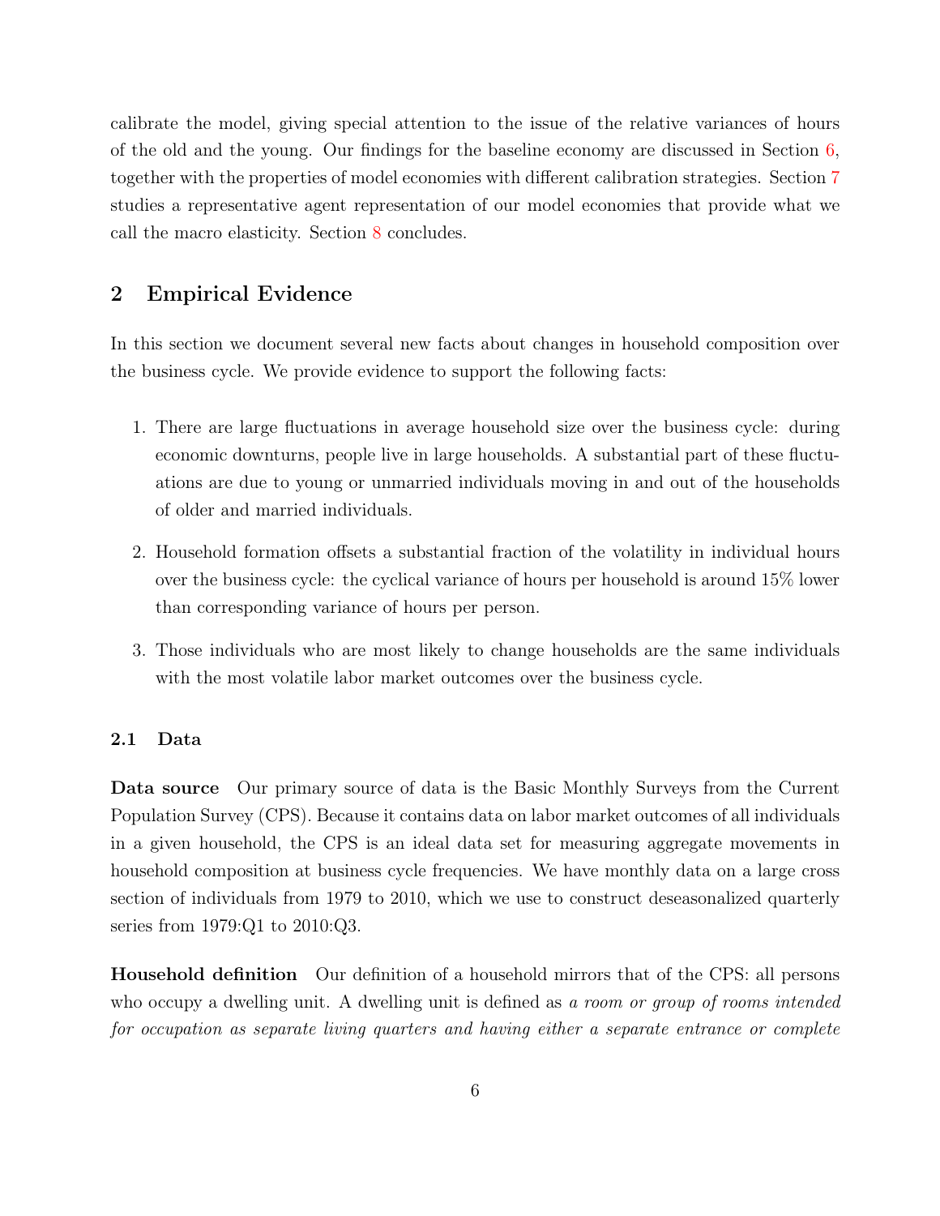calibrate the model, giving special attention to the issue of the relative variances of hours of the old and the young. Our findings for the baseline economy are discussed in Section 6, together with the properties of model economies with different calibration strategies. Section 7 studies a representative agent representation of our model economies that provide what we call the macro elasticity. Section 8 concludes.

## 2 Empirical Evidence

In this section we document several new facts about changes in household composition over the business cycle. We provide evidence to support the following facts:

1. There are large fluctuations in average household size over the business cycle: during economic downturns, people live in large households. A substantial part of these fluctuations are due to young or unmarried individuals moving in and out of the households of older and married individuals.

2. Household formation offsets a substantial fraction of the volatility in individual hours over the business cycle: the cyclical variance of hours per household is around 15% lower than corresponding variance of hours per person.

3. Those individuals who are most likely to change households are the same individuals with the most volatile labor market outcomes over the business cycle.

### 2.1 Data

**Data source** Our primary source of data is the Basic Monthly Surveys from the Current Population Survey (CPS). Because it contains data on labor market outcomes of all individuals in a given household, the CPS is an ideal data set for measuring aggregate movements in household composition at business cycle frequencies. We have monthly data on a large cross section of individuals from 1979 to 2010, which we use to construct deseasonalized quarterly series from 1979:Q1 to 2010:Q3.

**Household definition** Our definition of a household mirrors that of the CPS: all persons who occupy a dwelling unit. A dwelling unit is defined as *a room or group of rooms intended for occupation as separate living quarters and having either a separate entrance or complete*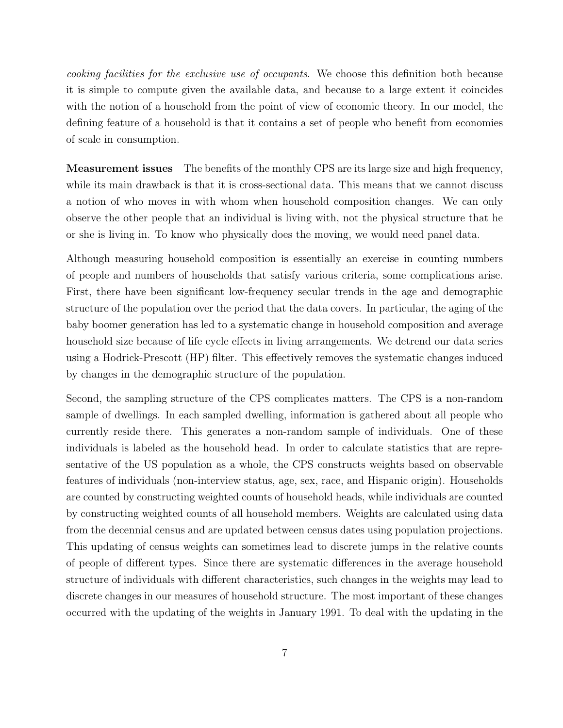*cooking facilities for the exclusive use of occupants*. We choose this definition both because it is simple to compute given the available data, and because to a large extent it coincides with the notion of a household from the point of view of economic theory. In our model, the defining feature of a household is that it contains a set of people who benefit from economies of scale in consumption.

**Measurement issues** The benefits of the monthly CPS are its large size and high frequency, while its main drawback is that it is cross-sectional data. This means that we cannot discuss a notion of who moves in with whom when household composition changes. We can only observe the other people that an individual is living with, not the physical structure that he or she is living in. To know who physically does the moving, we would need panel data.

Although measuring household composition is essentially an exercise in counting numbers of people and numbers of households that satisfy various criteria, some complications arise. First, there have been significant low-frequency secular trends in the age and demographic structure of the population over the period that the data covers. In particular, the aging of the baby boomer generation has led to a systematic change in household composition and average household size because of life cycle effects in living arrangements. We detrend our data series using a Hodrick-Prescott (HP) filter. This effectively removes the systematic changes induced by changes in the demographic structure of the population.

Second, the sampling structure of the CPS complicates matters. The CPS is a non-random sample of dwellings. In each sampled dwelling, information is gathered about all people who currently reside there. This generates a non-random sample of individuals. One of these individuals is labeled as the household head. In order to calculate statistics that are representative of the US population as a whole, the CPS constructs weights based on observable features of individuals (non-interview status, age, sex, race, and Hispanic origin). Households are counted by constructing weighted counts of household heads, while individuals are counted by constructing weighted counts of all household members. Weights are calculated using data from the decennial census and are updated between census dates using population projections. This updating of census weights can sometimes lead to discrete jumps in the relative counts of people of different types. Since there are systematic differences in the average household structure of individuals with different characteristics, such changes in the weights may lead to discrete changes in our measures of household structure. The most important of these changes occurred with the updating of the weights in January 1991. To deal with the updating in the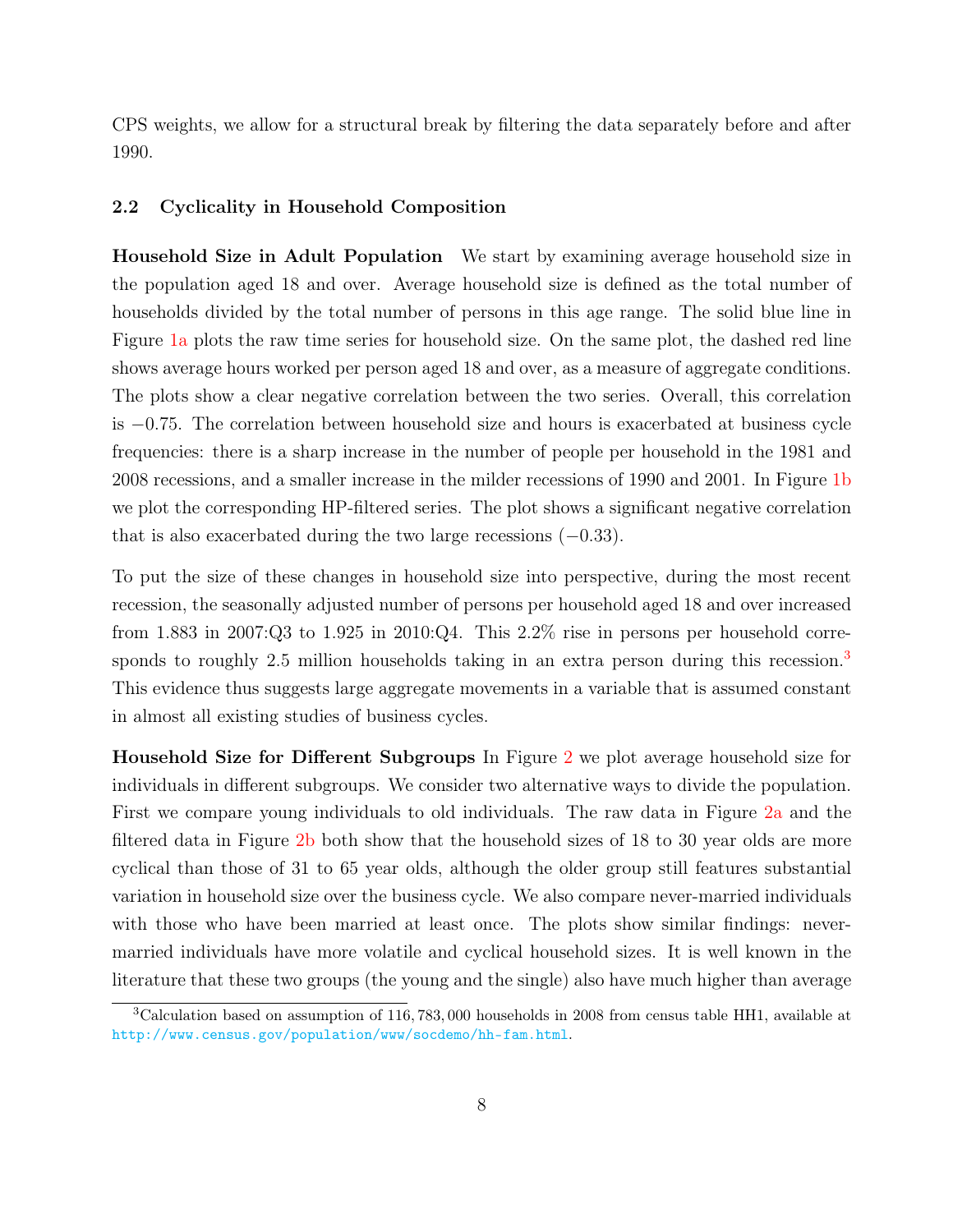CPS weights, we allow for a structural break by filtering the data separately before and after 1990.

### 2.2 Cyclicality in Household Composition

**Household Size in Adult Population** We start by examining average household size in the population aged 18 and over. Average household size is defined as the total number of households divided by the total number of persons in this age range. The solid blue line in Figure 1a plots the raw time series for household size. On the same plot, the dashed red line shows average hours worked per person aged 18 and over, as a measure of aggregate conditions. The plots show a clear negative correlation between the two series. Overall, this correlation is $-0.75$. The correlation between household size and hours is exacerbated at business cycle frequencies: there is a sharp increase in the number of people per household in the 1981 and 2008 recessions, and a smaller increase in the milder recessions of 1990 and 2001. In Figure 1b we plot the corresponding HP-filtered series. The plot shows a significant negative correlation that is also exacerbated during the two large recessions ($-0.33$).

To put the size of these changes in household size into perspective, during the most recent recession, the seasonally adjusted number of persons per household aged 18 and over increased from 1.883 in 2007:Q3 to 1.925 in 2010:Q4. This 2.2% rise in persons per household corresponds to roughly 2.5 million households taking in an extra person during this recession.[3] This evidence thus suggests large aggregate movements in a variable that is assumed constant in almost all existing studies of business cycles.

**Household Size for Different Subgroups** In Figure 2 we plot average household size for individuals in different subgroups. We consider two alternative ways to divide the population. First we compare young individuals to old individuals. The raw data in Figure 2a and the filtered data in Figure 2b both show that the household sizes of 18 to 30 year olds are more cyclical than those of 31 to 65 year olds, although the older group still features substantial variation in household size over the business cycle. We also compare never-married individuals with those who have been married at least once. The plots show similar findings: never-married individuals have more volatile and cyclical household sizes. It is well known in the literature that these two groups (the young and the single) also have much higher than average

[3] Calculation based on assumption of 116,783,000 households in 2008 from census table HH1, available at http://www.census.gov/population/www/socdemo/hh-fam.html.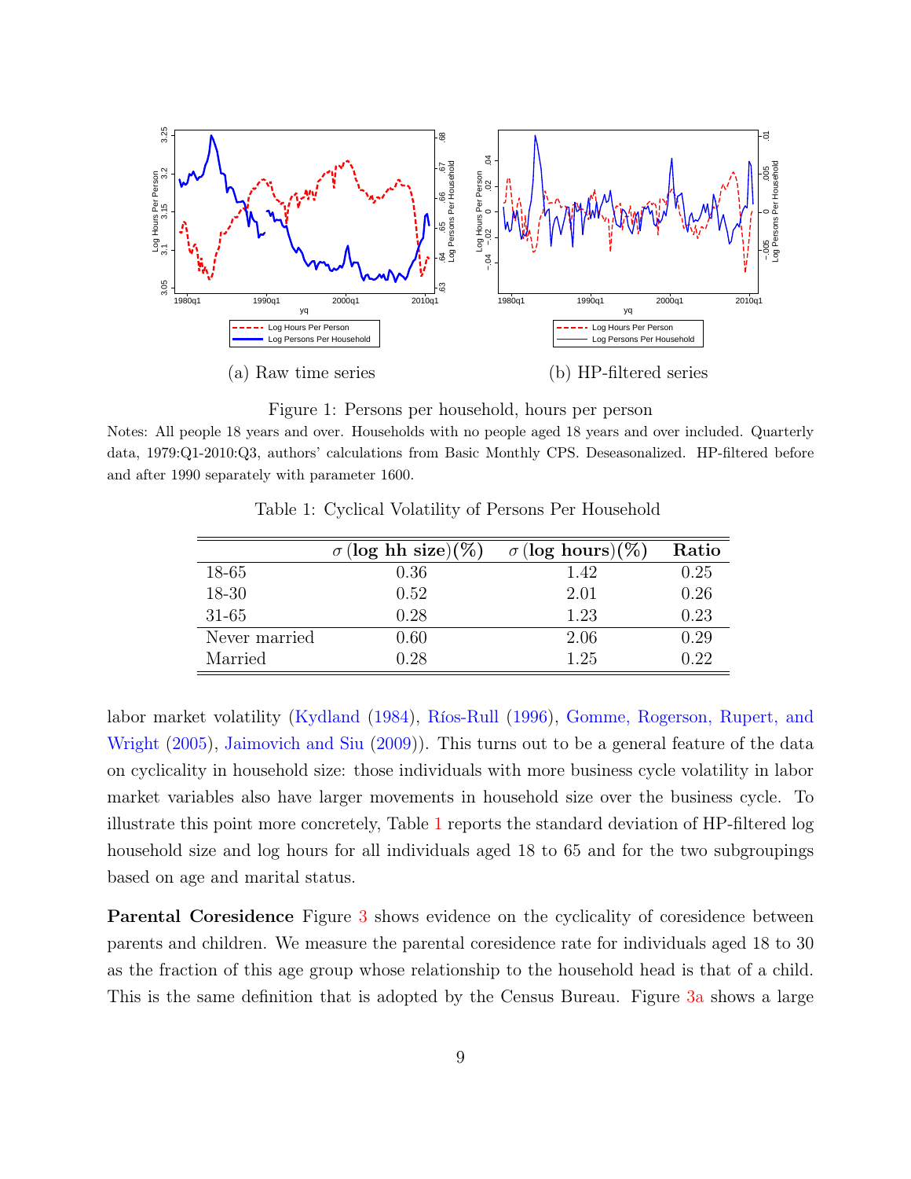(a) Raw time series

(b) HP-filtered series

Figure 1: Persons per household, hours per person

Notes: All people 18 years and over. Households with no people aged 18 years and over included. Quarterly data, 1979:Q1-2010:Q3, authors' calculations from Basic Monthly CPS. Deseasonalized. HP-filtered before and after 1990 separately with parameter 1600.

Table 1: Cyclical Volatility of Persons Per Household

| | $\sigma$ (**log hh size**)(%) | $\sigma$ (**log hours**)(%) | **Ratio** |
|---|---|---|---|
| 18-65 | 0.36 | 1.42 | 0.25 |
| 18-30 | 0.52 | 2.01 | 0.26 |
| 31-65 | 0.28 | 1.23 | 0.23 |
| Never married | 0.60 | 2.06 | 0.29 |
| Married | 0.28 | 1.25 | 0.22 |

labor market volatility (Kydland (1984), Ríos-Rull (1996), Gomme, Rogerson, Rupert, and Wright (2005), Jaimovich and Siu (2009)). This turns out to be a general feature of the data on cyclicality in household size: those individuals with more business cycle volatility in labor market variables also have larger movements in household size over the business cycle. To illustrate this point more concretely, Table 1 reports the standard deviation of HP-filtered log household size and log hours for all individuals aged 18 to 65 and for the two subgroupings based on age and marital status.

**Parental Coresidence** Figure 3 shows evidence on the cyclicality of coresidence between parents and children. We measure the parental coresidence rate for individuals aged 18 to 30 as the fraction of this age group whose relationship to the household head is that of a child. This is the same definition that is adopted by the Census Bureau. Figure 3a shows a large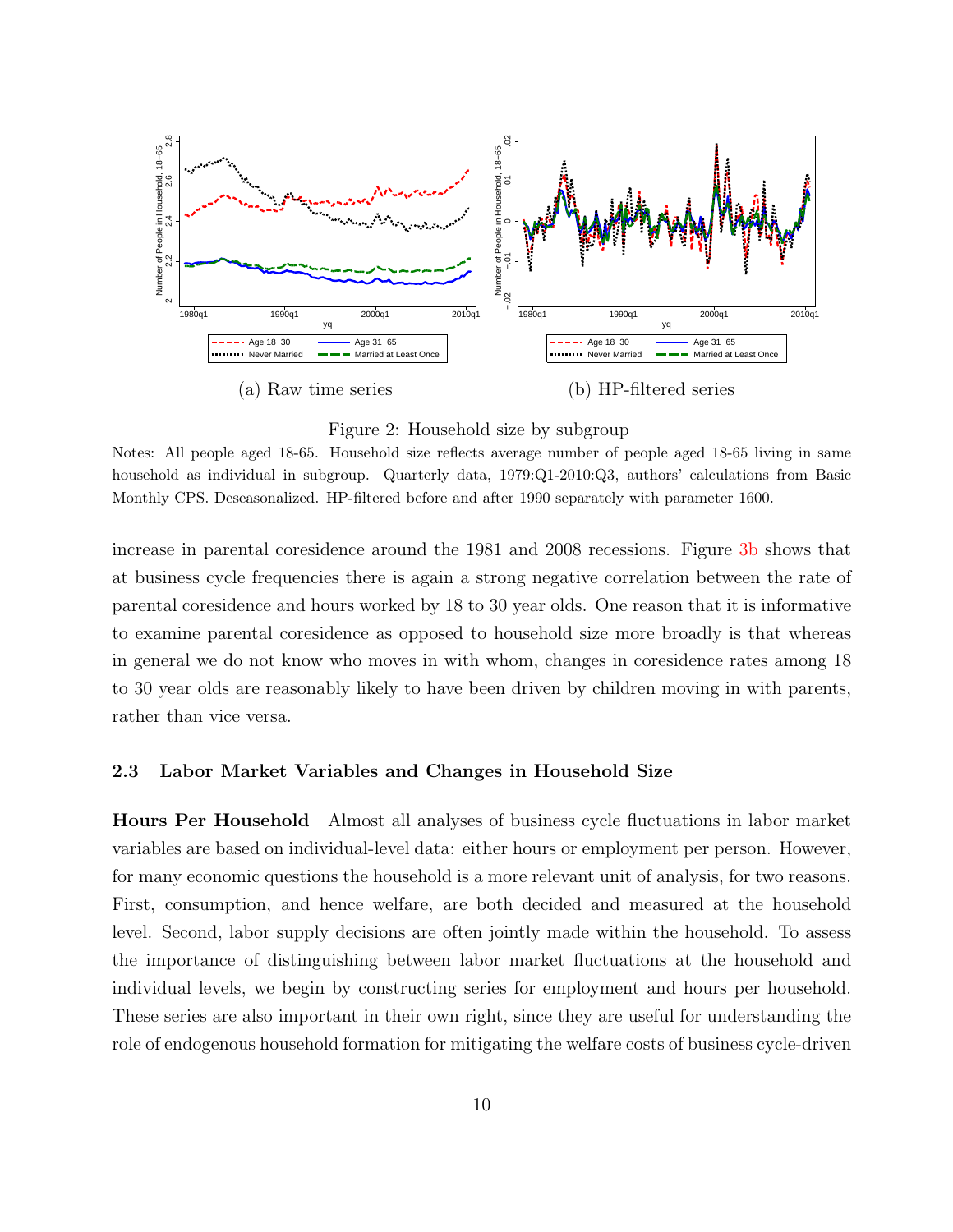(a) Raw time series

(b) HP-filtered series

Figure 2: Household size by subgroup

Notes: All people aged 18-65. Household size reflects average number of people aged 18-65 living in same household as individual in subgroup. Quarterly data, 1979:Q1-2010:Q3, authors' calculations from Basic Monthly CPS. Deseasonalized. HP-filtered before and after 1990 separately with parameter 1600.

increase in parental coresidence around the 1981 and 2008 recessions. Figure 3b shows that at business cycle frequencies there is again a strong negative correlation between the rate of parental coresidence and hours worked by 18 to 30 year olds. One reason that it is informative to examine parental coresidence as opposed to household size more broadly is that whereas in general we do not know who moves in with whom, changes in coresidence rates among 18 to 30 year olds are reasonably likely to have been driven by children moving in with parents, rather than vice versa.

### 2.3 Labor Market Variables and Changes in Household Size

**Hours Per Household** Almost all analyses of business cycle fluctuations in labor market variables are based on individual-level data: either hours or employment per person. However, for many economic questions the household is a more relevant unit of analysis, for two reasons. First, consumption, and hence welfare, are both decided and measured at the household level. Second, labor supply decisions are often jointly made within the household. To assess the importance of distinguishing between labor market fluctuations at the household and individual levels, we begin by constructing series for employment and hours per household. These series are also important in their own right, since they are useful for understanding the role of endogenous household formation for mitigating the welfare costs of business cycle-driven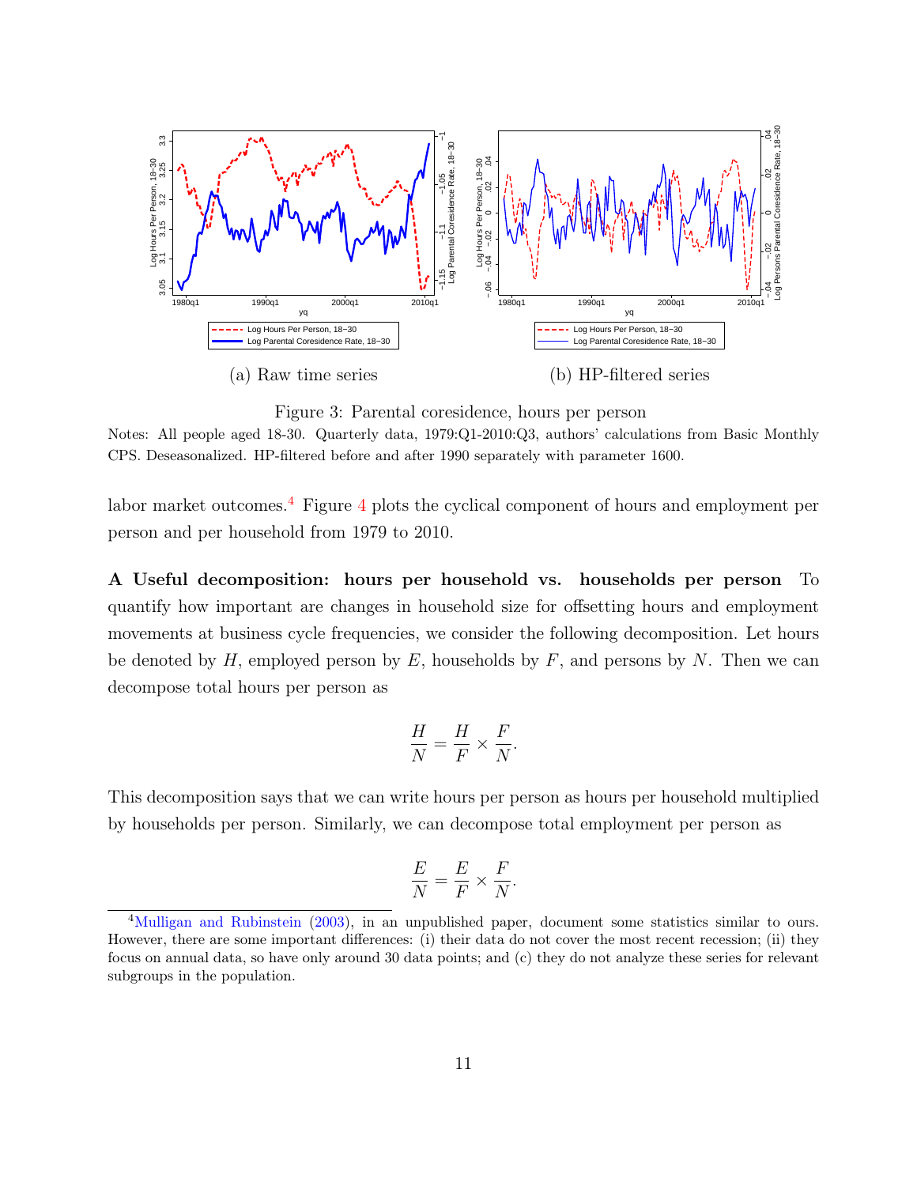(a) Raw time series

(b) HP-filtered series

Figure 3: Parental coresidence, hours per person

Notes: All people aged 18-30. Quarterly data, 1979:Q1-2010:Q3, authors' calculations from Basic Monthly CPS. Deseasonalized. HP-filtered before and after 1990 separately with parameter 1600.

labor market outcomes.[4] Figure 4 plots the cyclical component of hours and employment per person and per household from 1979 to 2010.

**A Useful decomposition: hours per household vs. households per person** To quantify how important are changes in household size for offsetting hours and employment movements at business cycle frequencies, we consider the following decomposition. Let hours be denoted by $H$, employed person by $E$, households by $F$, and persons by $N$. Then we can decompose total hours per person as

$$\frac{H}{N} = \frac{H}{F} \times \frac{F}{N}.$$

This decomposition says that we can write hours per person as hours per household multiplied by households per person. Similarly, we can decompose total employment per person as

$$\frac{E}{N} = \frac{E}{F} \times \frac{F}{N}.$$

[4] Mulligan and Rubinstein (2003), in an unpublished paper, document some statistics similar to ours. However, there are some important differences: (i) their data do not cover the most recent recession; (ii) they focus on annual data, so have only around 30 data points; and (c) they do not analyze these series for relevant subgroups in the population.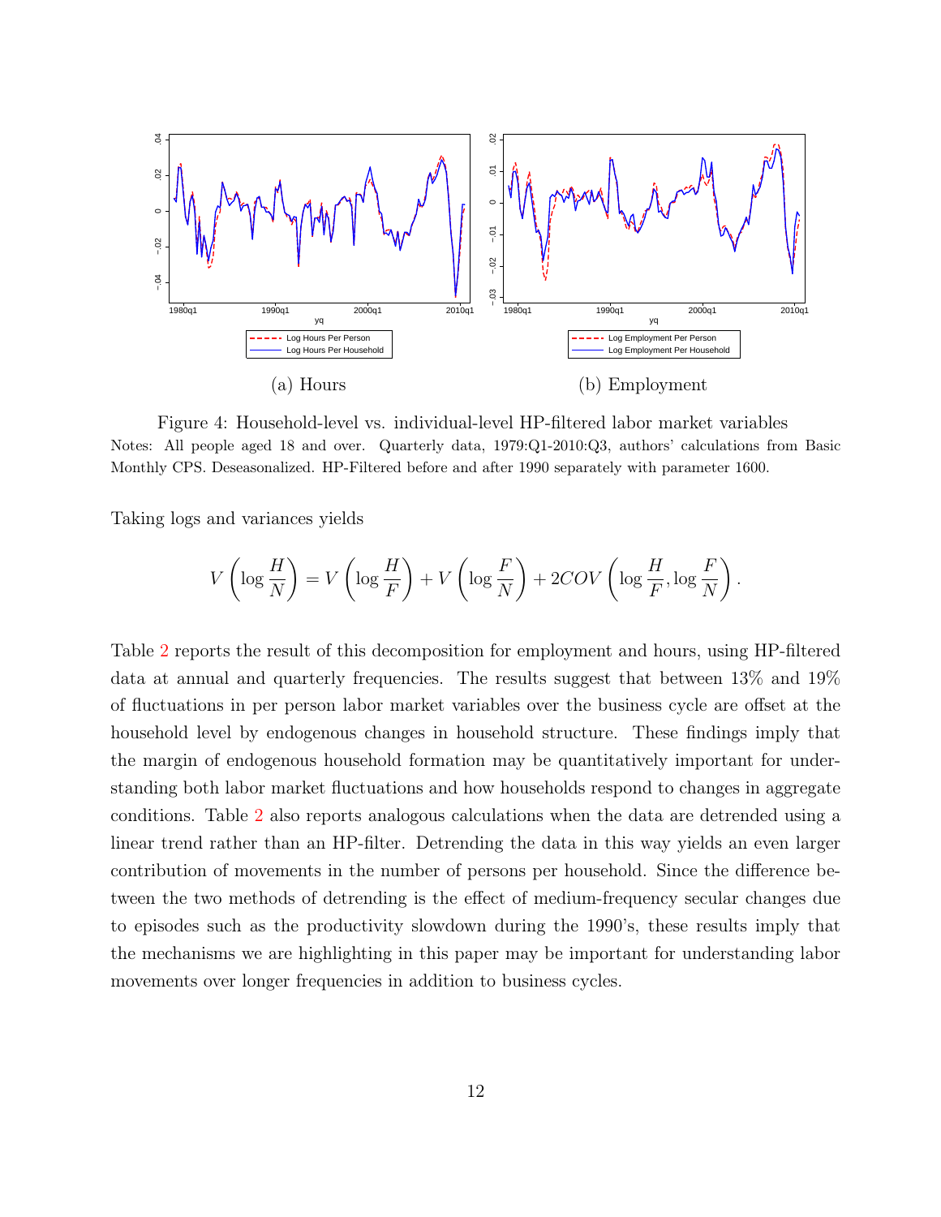(a) Hours

(b) Employment

Figure 4: Household-level vs. individual-level HP-filtered labor market variables

Notes: All people aged 18 and over. Quarterly data, 1979:Q1-2010:Q3, authors' calculations from Basic Monthly CPS. Deseasonalized. HP-Filtered before and after 1990 separately with parameter 1600.

Taking logs and variances yields

$$V\left(\log\frac{H}{N}\right) = V\left(\log\frac{H}{F}\right) + V\left(\log\frac{F}{N}\right) + 2COV\left(\log\frac{H}{F}, \log\frac{F}{N}\right).$$

Table 2 reports the result of this decomposition for employment and hours, using HP-filtered data at annual and quarterly frequencies. The results suggest that between 13% and 19% of fluctuations in per person labor market variables over the business cycle are offset at the household level by endogenous changes in household structure. These findings imply that the margin of endogenous household formation may be quantitatively important for understanding both labor market fluctuations and how households respond to changes in aggregate conditions. Table 2 also reports analogous calculations when the data are detrended using a linear trend rather than an HP-filter. Detrending the data in this way yields an even larger contribution of movements in the number of persons per household. Since the difference between the two methods of detrending is the effect of medium-frequency secular changes due to episodes such as the productivity slowdown during the 1990's, these results imply that the mechanisms we are highlighting in this paper may be important for understanding labor movements over longer frequencies in addition to business cycles.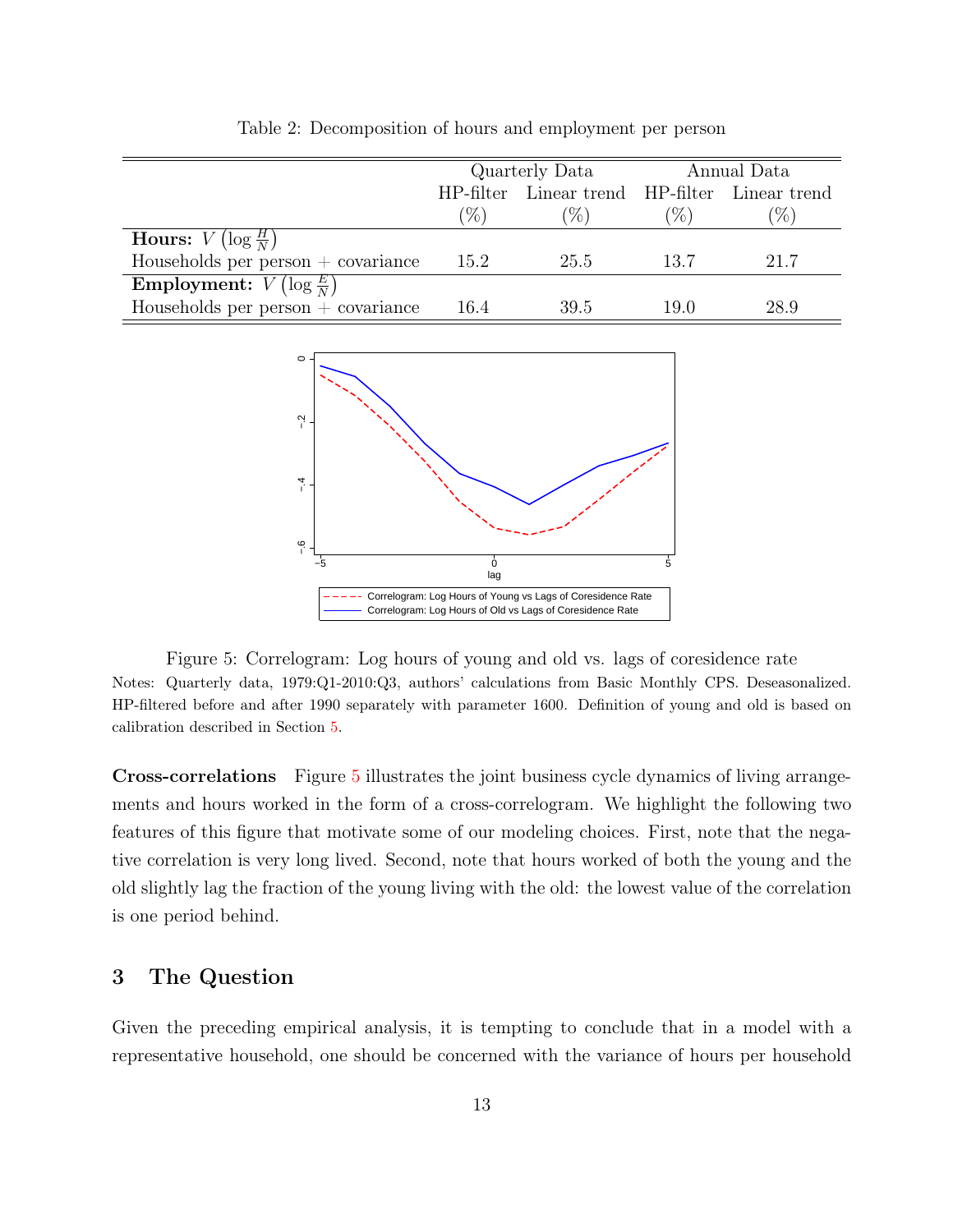Table 2: Decomposition of hours and employment per person

| | Quarterly Data | | Annual Data | |
|---|---|---|---|---|
| | HP-filter (%) | Linear trend (%) | HP-filter (%) | Linear trend (%) |
| **Hours:** $V\left(\log \frac{H}{N}\right)$ | | | | |
| Households per person + covariance | 15.2 | 25.5 | 13.7 | 21.7 |
| **Employment:** $V\left(\log \frac{E}{N}\right)$ | | | | |
| Households per person + covariance | 16.4 | 39.5 | 19.0 | 28.9 |

Figure 5: Correlogram: Log hours of young and old vs. lags of coresidence rate

Notes: Quarterly data, 1979:Q1-2010:Q3, authors' calculations from Basic Monthly CPS. Deseasonalized. HP-filtered before and after 1990 separately with parameter 1600. Definition of young and old is based on calibration described in Section 5.

**Cross-correlations** Figure 5 illustrates the joint business cycle dynamics of living arrangements and hours worked in the form of a cross-correlogram. We highlight the following two features of this figure that motivate some of our modeling choices. First, note that the negative correlation is very long lived. Second, note that hours worked of both the young and the old slightly lag the fraction of the young living with the old: the lowest value of the correlation is one period behind.

## 3 The Question

Given the preceding empirical analysis, it is tempting to conclude that in a model with a representative household, one should be concerned with the variance of hours per household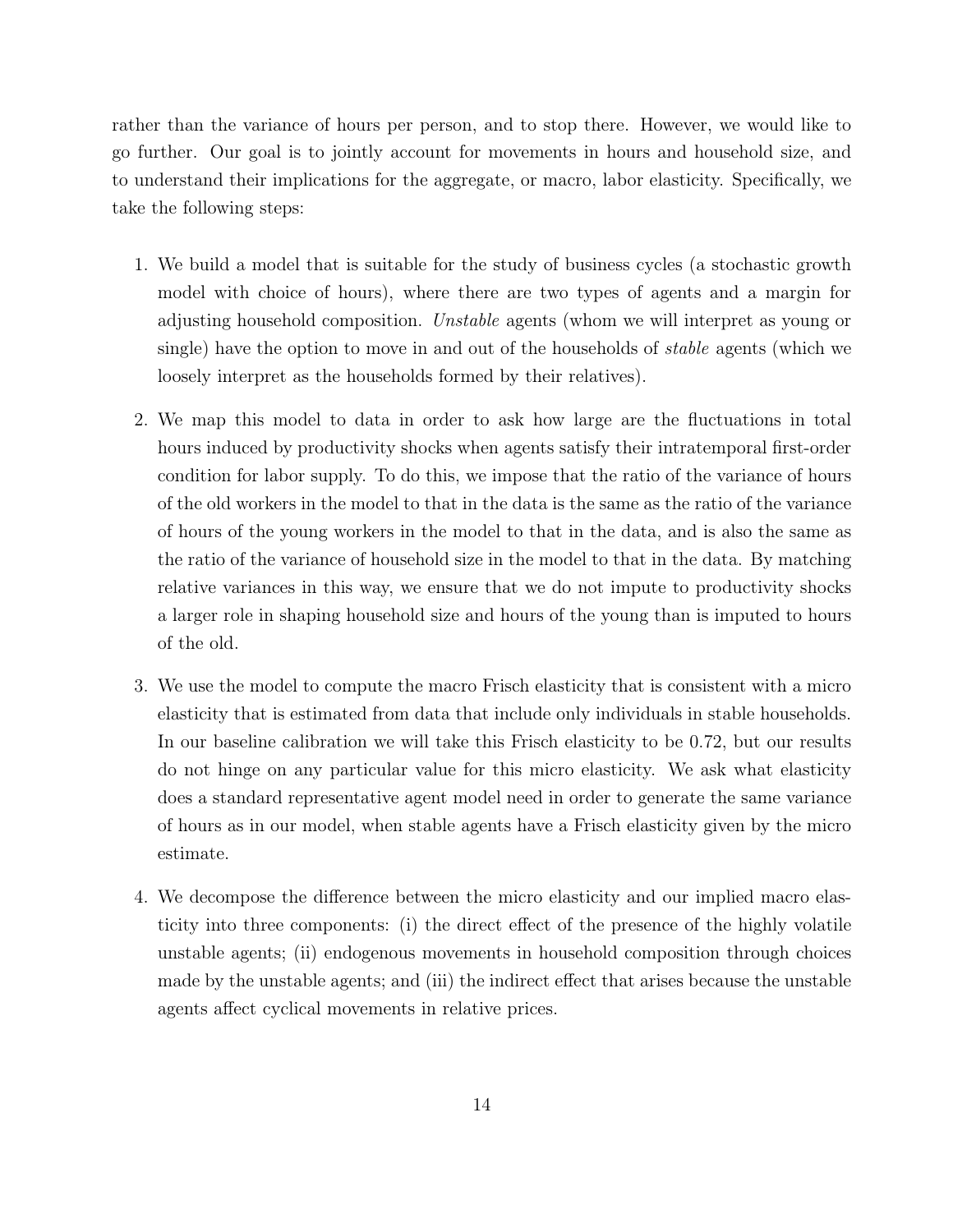rather than the variance of hours per person, and to stop there. However, we would like to go further. Our goal is to jointly account for movements in hours and household size, and to understand their implications for the aggregate, or macro, labor elasticity. Specifically, we take the following steps:

1. We build a model that is suitable for the study of business cycles (a stochastic growth model with choice of hours), where there are two types of agents and a margin for adjusting household composition. *Unstable* agents (whom we will interpret as young or single) have the option to move in and out of the households of *stable* agents (which we loosely interpret as the households formed by their relatives).

2. We map this model to data in order to ask how large are the fluctuations in total hours induced by productivity shocks when agents satisfy their intratemporal first-order condition for labor supply. To do this, we impose that the ratio of the variance of hours of the old workers in the model to that in the data is the same as the ratio of the variance of hours of the young workers in the model to that in the data, and is also the same as the ratio of the variance of household size in the model to that in the data. By matching relative variances in this way, we ensure that we do not impute to productivity shocks a larger role in shaping household size and hours of the young than is imputed to hours of the old.

3. We use the model to compute the macro Frisch elasticity that is consistent with a micro elasticity that is estimated from data that include only individuals in stable households. In our baseline calibration we will take this Frisch elasticity to be 0.72, but our results do not hinge on any particular value for this micro elasticity. We ask what elasticity does a standard representative agent model need in order to generate the same variance of hours as in our model, when stable agents have a Frisch elasticity given by the micro estimate.

4. We decompose the difference between the micro elasticity and our implied macro elasticity into three components: (i) the direct effect of the presence of the highly volatile unstable agents; (ii) endogenous movements in household composition through choices made by the unstable agents; and (iii) the indirect effect that arises because the unstable agents affect cyclical movements in relative prices.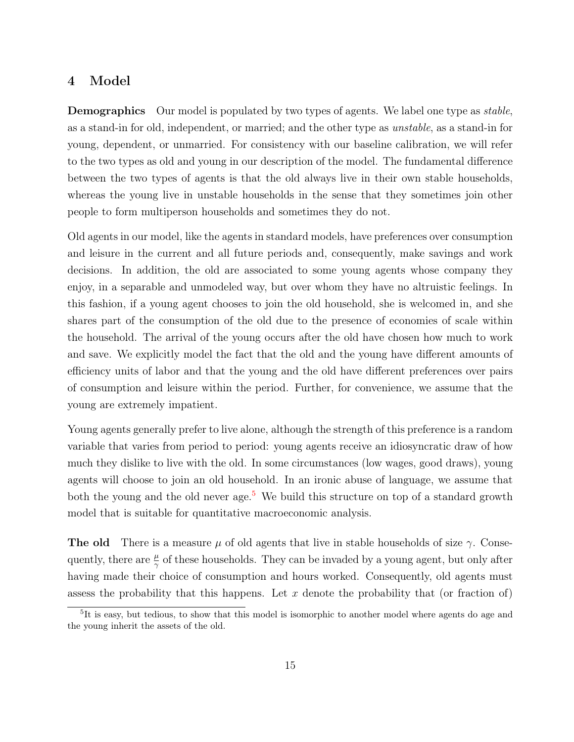## 4 Model

**Demographics** Our model is populated by two types of agents. We label one type as *stable*, as a stand-in for old, independent, or married; and the other type as *unstable*, as a stand-in for young, dependent, or unmarried. For consistency with our baseline calibration, we will refer to the two types as old and young in our description of the model. The fundamental difference between the two types of agents is that the old always live in their own stable households, whereas the young live in unstable households in the sense that they sometimes join other people to form multiperson households and sometimes they do not.

Old agents in our model, like the agents in standard models, have preferences over consumption and leisure in the current and all future periods and, consequently, make savings and work decisions. In addition, the old are associated to some young agents whose company they enjoy, in a separable and unmodeled way, but over whom they have no altruistic feelings. In this fashion, if a young agent chooses to join the old household, she is welcomed in, and she shares part of the consumption of the old due to the presence of economies of scale within the household. The arrival of the young occurs after the old have chosen how much to work and save. We explicitly model the fact that the old and the young have different amounts of efficiency units of labor and that the young and the old have different preferences over pairs of consumption and leisure within the period. Further, for convenience, we assume that the young are extremely impatient.

Young agents generally prefer to live alone, although the strength of this preference is a random variable that varies from period to period: young agents receive an idiosyncratic draw of how much they dislike to live with the old. In some circumstances (low wages, good draws), young agents will choose to join an old household. In an ironic abuse of language, we assume that both the young and the old never age.[5] We build this structure on top of a standard growth model that is suitable for quantitative macroeconomic analysis.

**The old** There is a measure $\mu$ of old agents that live in stable households of size $\gamma$. Consequently, there are $\frac{\mu}{\gamma}$ of these households. They can be invaded by a young agent, but only after having made their choice of consumption and hours worked. Consequently, old agents must assess the probability that this happens. Let $x$ denote the probability that (or fraction of)

[5] It is easy, but tedious, to show that this model is isomorphic to another model where agents do age and the young inherit the assets of the old.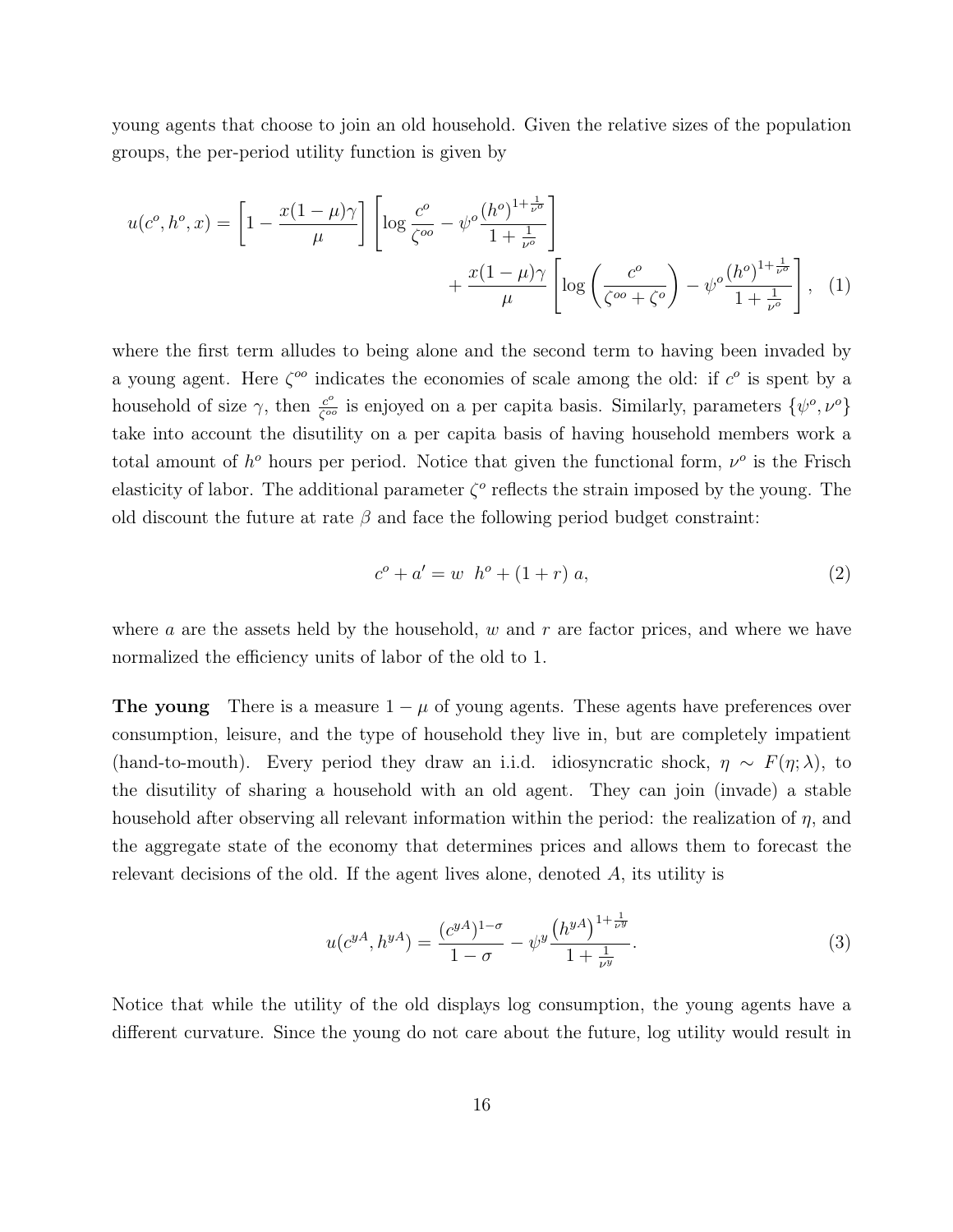young agents that choose to join an old household. Given the relative sizes of the population groups, the per-period utility function is given by

$$
u(c^o, h^o, x) = \left[1 - \frac{x(1-\mu)\gamma}{\mu}\right]\left[\log \frac{c^o}{\zeta^{oo}} - \psi^o \frac{(h^o)^{1+\frac{1}{\nu^o}}}{1+\frac{1}{\nu^o}}\right] + \frac{x(1-\mu)\gamma}{\mu}\left[\log\left(\frac{c^o}{\zeta^{oo}+\zeta^o}\right) - \psi^o \frac{(h^o)^{1+\frac{1}{\nu^o}}}{1+\frac{1}{\nu^o}}\right], \quad (1)
$$

where the first term alludes to being alone and the second term to having been invaded by a young agent. Here $\zeta^{oo}$ indicates the economies of scale among the old: if $c^o$ is spent by a household of size $\gamma$, then $\frac{c^o}{\zeta^{oo}}$ is enjoyed on a per capita basis. Similarly, parameters $\{\psi^o, \nu^o\}$ take into account the disutility on a per capita basis of having household members work a total amount of $h^o$ hours per period. Notice that given the functional form, $\nu^o$ is the Frisch elasticity of labor. The additional parameter $\zeta^o$ reflects the strain imposed by the young. The old discount the future at rate $\beta$ and face the following period budget constraint:

$$
c^o + a' = w \;\; h^o + (1+r)\; a, \quad (2)
$$

where $a$ are the assets held by the household, $w$ and $r$ are factor prices, and where we have normalized the efficiency units of labor of the old to 1.

**The young** There is a measure $1-\mu$ of young agents. These agents have preferences over consumption, leisure, and the type of household they live in, but are completely impatient (hand-to-mouth). Every period they draw an i.i.d. idiosyncratic shock, $\eta \sim F(\eta; \lambda)$, to the disutility of sharing a household with an old agent. They can join (invade) a stable household after observing all relevant information within the period: the realization of $\eta$, and the aggregate state of the economy that determines prices and allows them to forecast the relevant decisions of the old. If the agent lives alone, denoted $A$, its utility is

$$
u(c^{yA}, h^{yA}) = \frac{(c^{yA})^{1-\sigma}}{1-\sigma} - \psi^y \frac{\left(h^{yA}\right)^{1+\frac{1}{\nu^y}}}{1+\frac{1}{\nu^y}}. \quad (3)
$$

Notice that while the utility of the old displays log consumption, the young agents have a different curvature. Since the young do not care about the future, log utility would result in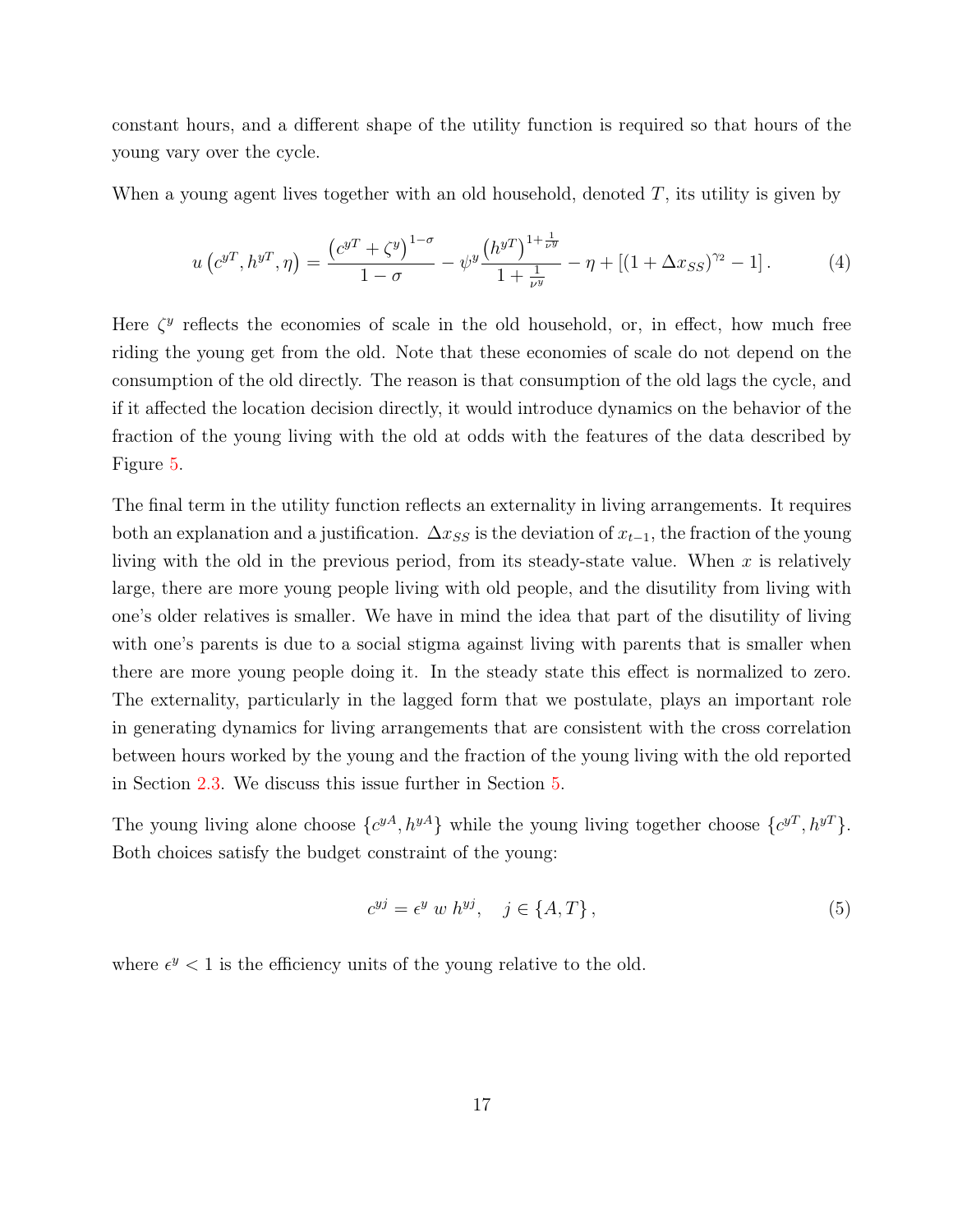constant hours, and a different shape of the utility function is required so that hours of the young vary over the cycle.

When a young agent lives together with an old household, denoted $T$, its utility is given by

$$u\left(c^{yT}, h^{yT}, \eta\right) = \frac{\left(c^{yT} + \zeta^{y}\right)^{1-\sigma}}{1-\sigma} - \psi^{y} \frac{\left(h^{yT}\right)^{1+\frac{1}{\nu^{y}}}}{1+\frac{1}{\nu^{y}}} - \eta + \left[\left(1 + \Delta x_{SS}\right)^{\gamma_2} - 1\right]. \tag{4}$$

Here $\zeta^y$ reflects the economies of scale in the old household, or, in effect, how much free riding the young get from the old. Note that these economies of scale do not depend on the consumption of the old directly. The reason is that consumption of the old lags the cycle, and if it affected the location decision directly, it would introduce dynamics on the behavior of the fraction of the young living with the old at odds with the features of the data described by Figure 5.

The final term in the utility function reflects an externality in living arrangements. It requires both an explanation and a justification. $\Delta x_{SS}$ is the deviation of $x_{t-1}$, the fraction of the young living with the old in the previous period, from its steady-state value. When $x$ is relatively large, there are more young people living with old people, and the disutility from living with one's older relatives is smaller. We have in mind the idea that part of the disutility of living with one's parents is due to a social stigma against living with parents that is smaller when there are more young people doing it. In the steady state this effect is normalized to zero. The externality, particularly in the lagged form that we postulate, plays an important role in generating dynamics for living arrangements that are consistent with the cross correlation between hours worked by the young and the fraction of the young living with the old reported in Section 2.3. We discuss this issue further in Section 5.

The young living alone choose $\{c^{yA}, h^{yA}\}$ while the young living together choose $\{c^{yT}, h^{yT}\}$. Both choices satisfy the budget constraint of the young:

$$c^{yj} = \epsilon^{y}\ w\ h^{yj}, \quad j \in \{A, T\}, \tag{5}$$

where $\epsilon^y < 1$ is the efficiency units of the young relative to the old.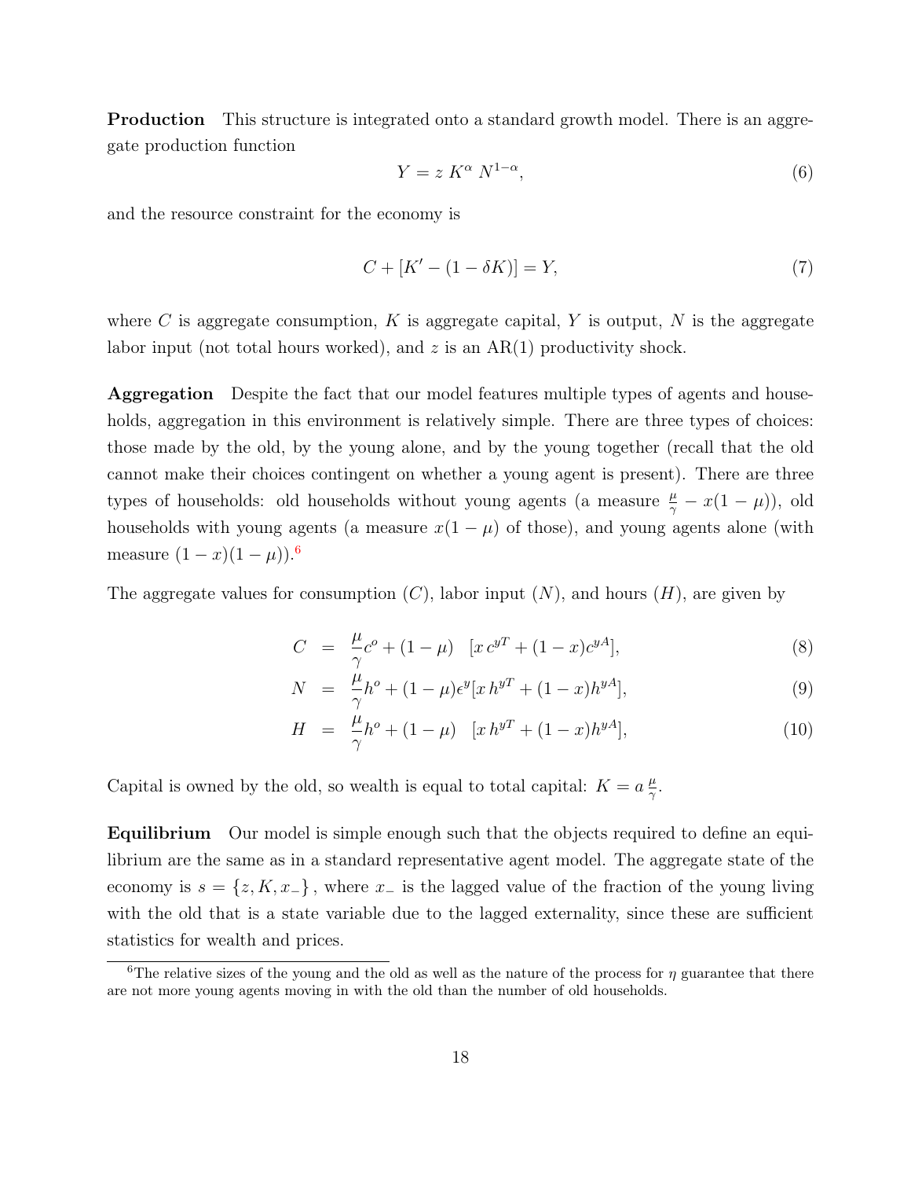**Production** This structure is integrated onto a standard growth model. There is an aggregate production function

$$Y = z\ K^{\alpha}\ N^{1-\alpha}, \tag{6}$$

and the resource constraint for the economy is

$$C + [K' - (1 - \delta K)] = Y, \tag{7}$$

where $C$ is aggregate consumption, $K$ is aggregate capital, $Y$ is output, $N$ is the aggregate labor input (not total hours worked), and $z$ is an AR(1) productivity shock.

**Aggregation** Despite the fact that our model features multiple types of agents and households, aggregation in this environment is relatively simple. There are three types of choices: those made by the old, by the young alone, and by the young together (recall that the old cannot make their choices contingent on whether a young agent is present). There are three types of households: old households without young agents (a measure $\frac{\mu}{\gamma} - x(1-\mu)$), old households with young agents (a measure $x(1-\mu)$ of those), and young agents alone (with measure $(1-x)(1-\mu)$).[6]

The aggregate values for consumption ($C$), labor input ($N$), and hours ($H$), are given by

$$C = \frac{\mu}{\gamma} c^{o} + (1-\mu) \quad [x\, c^{yT} + (1-x) c^{yA}], \tag{8}$$

$$N = \frac{\mu}{\gamma} h^{o} + (1-\mu)\epsilon^{y} [x\, h^{yT} + (1-x) h^{yA}], \tag{9}$$

$$H = \frac{\mu}{\gamma} h^{o} + (1-\mu) \quad [x\, h^{yT} + (1-x) h^{yA}], \tag{10}$$

Capital is owned by the old, so wealth is equal to total capital: $K = a\,\frac{\mu}{\gamma}$.

**Equilibrium** Our model is simple enough such that the objects required to define an equilibrium are the same as in a standard representative agent model. The aggregate state of the economy is $s = \{z, K, x_{-}\}$, where $x_{-}$ is the lagged value of the fraction of the young living with the old that is a state variable due to the lagged externality, since these are sufficient statistics for wealth and prices.

[6] The relative sizes of the young and the old as well as the nature of the process for $\eta$ guarantee that there are not more young agents moving in with the old than the number of old households.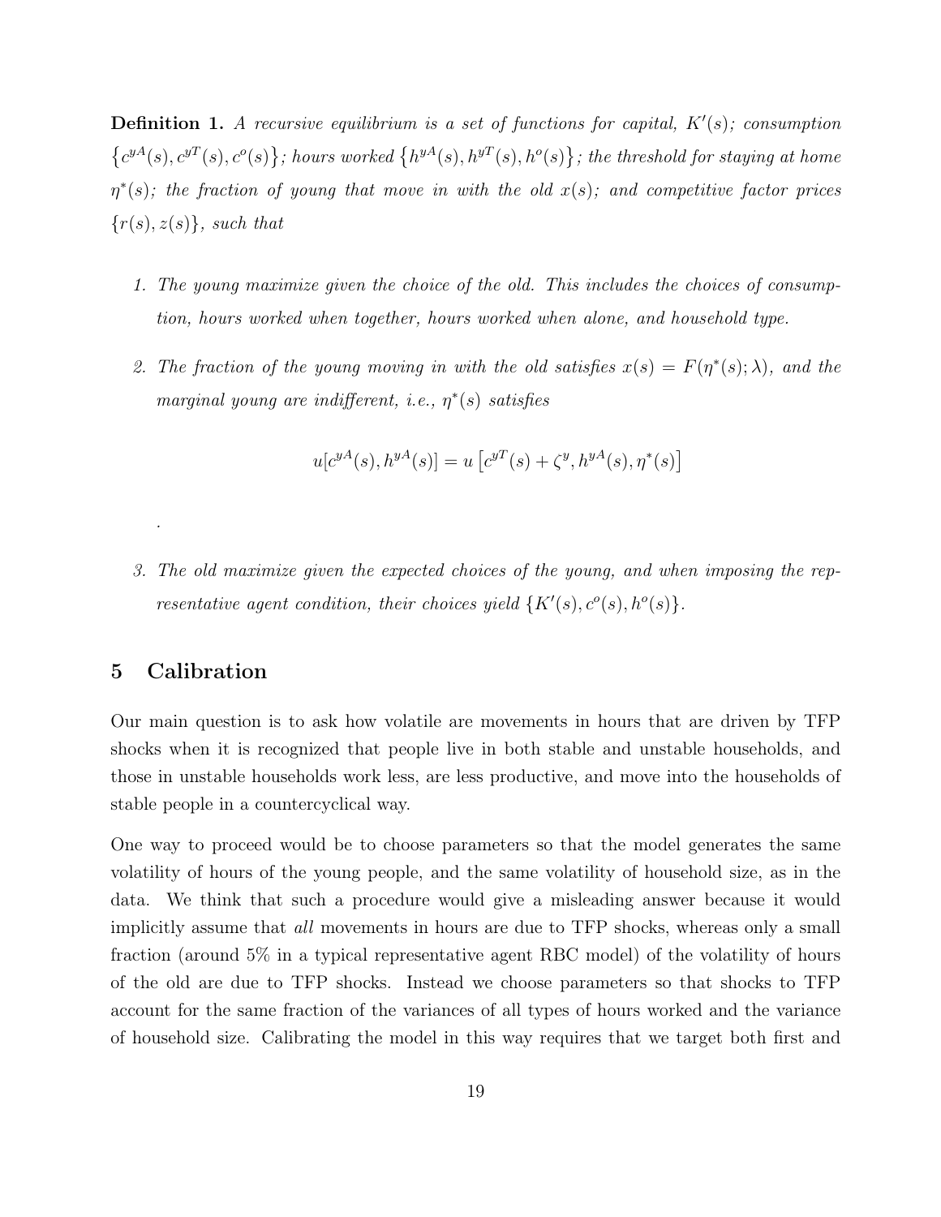**Definition 1.** *A recursive equilibrium is a set of functions for capital, $K'(s)$; consumption $\left\{c^{yA}(s), c^{yT}(s), c^{o}(s)\right\}$; hours worked $\left\{h^{yA}(s), h^{yT}(s), h^{o}(s)\right\}$; the threshold for staying at home $\eta^{*}(s)$; the fraction of young that move in with the old $x(s)$; and competitive factor prices $\{r(s), z(s)\}$, such that*

1. *The young maximize given the choice of the old. This includes the choices of consumption, hours worked when together, hours worked when alone, and household type.*

2. *The fraction of the young moving in with the old satisfies $x(s) = F(\eta^{*}(s); \lambda)$, and the marginal young are indifferent, i.e., $\eta^{*}(s)$ satisfies*

$$u[c^{yA}(s), h^{yA}(s)] = u\left[c^{yT}(s) + \zeta^{y}, h^{yA}(s), \eta^{*}(s)\right]$$

.

3. *The old maximize given the expected choices of the young, and when imposing the representative agent condition, their choices yield $\{K'(s), c^{o}(s), h^{o}(s)\}$.*

## 5 Calibration

Our main question is to ask how volatile are movements in hours that are driven by TFP shocks when it is recognized that people live in both stable and unstable households, and those in unstable households work less, are less productive, and move into the households of stable people in a countercyclical way.

One way to proceed would be to choose parameters so that the model generates the same volatility of hours of the young people, and the same volatility of household size, as in the data. We think that such a procedure would give a misleading answer because it would implicitly assume that *all* movements in hours are due to TFP shocks, whereas only a small fraction (around 5% in a typical representative agent RBC model) of the volatility of hours of the old are due to TFP shocks. Instead we choose parameters so that shocks to TFP account for the same fraction of the variances of all types of hours worked and the variance of household size. Calibrating the model in this way requires that we target both first and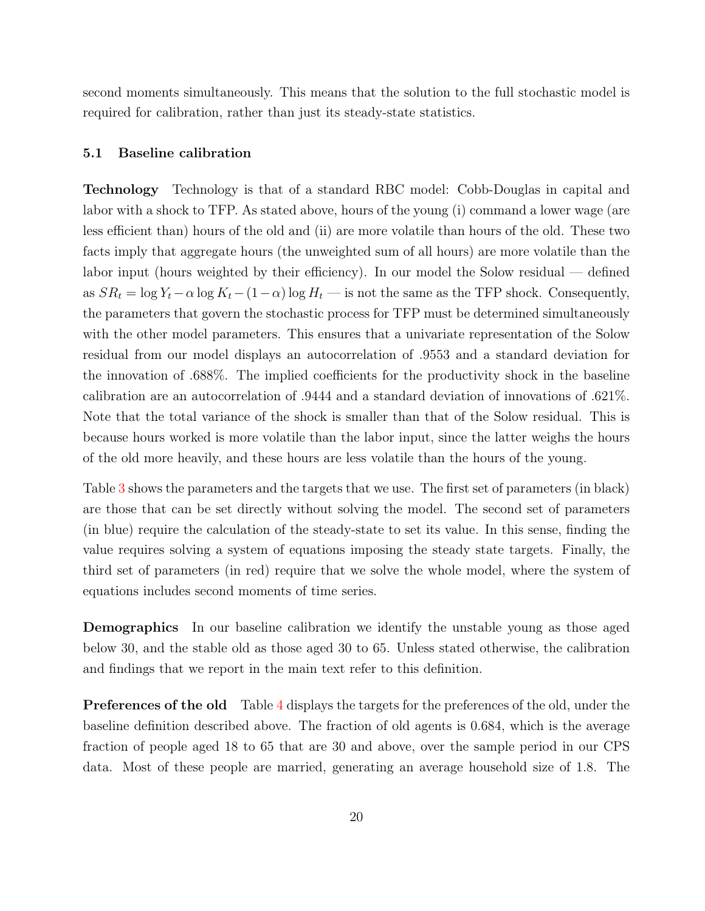second moments simultaneously. This means that the solution to the full stochastic model is required for calibration, rather than just its steady-state statistics.

### 5.1 Baseline calibration

**Technology** Technology is that of a standard RBC model: Cobb-Douglas in capital and labor with a shock to TFP. As stated above, hours of the young (i) command a lower wage (are less efficient than) hours of the old and (ii) are more volatile than hours of the old. These two facts imply that aggregate hours (the unweighted sum of all hours) are more volatile than the labor input (hours weighted by their efficiency). In our model the Solow residual — defined as $SR_t = \log Y_t - \alpha \log K_t - (1-\alpha) \log H_t$ — is not the same as the TFP shock. Consequently, the parameters that govern the stochastic process for TFP must be determined simultaneously with the other model parameters. This ensures that a univariate representation of the Solow residual from our model displays an autocorrelation of .9553 and a standard deviation for the innovation of .688%. The implied coefficients for the productivity shock in the baseline calibration are an autocorrelation of .9444 and a standard deviation of innovations of .621%. Note that the total variance of the shock is smaller than that of the Solow residual. This is because hours worked is more volatile than the labor input, since the latter weighs the hours of the old more heavily, and these hours are less volatile than the hours of the young.

Table 3 shows the parameters and the targets that we use. The first set of parameters (in black) are those that can be set directly without solving the model. The second set of parameters (in blue) require the calculation of the steady-state to set its value. In this sense, finding the value requires solving a system of equations imposing the steady state targets. Finally, the third set of parameters (in red) require that we solve the whole model, where the system of equations includes second moments of time series.

**Demographics** In our baseline calibration we identify the unstable young as those aged below 30, and the stable old as those aged 30 to 65. Unless stated otherwise, the calibration and findings that we report in the main text refer to this definition.

**Preferences of the old** Table 4 displays the targets for the preferences of the old, under the baseline definition described above. The fraction of old agents is 0.684, which is the average fraction of people aged 18 to 65 that are 30 and above, over the sample period in our CPS data. Most of these people are married, generating an average household size of 1.8. The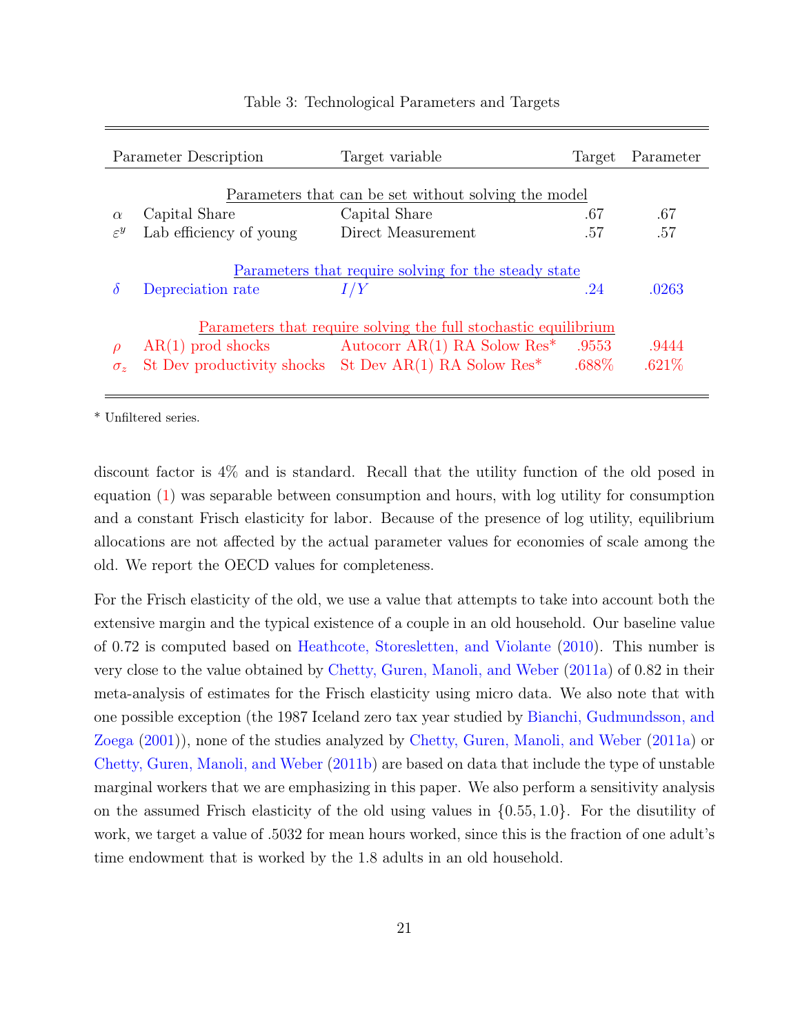Table 3: Technological Parameters and Targets

| | Parameter Description | Target variable | Target | Parameter |
|---|---|---|---|---|
| | | Parameters that can be set without solving the model | | |
| $\alpha$ | Capital Share | Capital Share | .67 | .67 |
| $\varepsilon^y$ | Lab efficiency of young | Direct Measurement | .57 | .57 |
| | | Parameters that require solving for the steady state | | |
| $\delta$ | Depreciation rate | $I/Y$ | .24 | .0263 |
| | | Parameters that require solving the full stochastic equilibrium | | |
| $\rho$ | AR(1) prod shocks | Autocorr AR(1) RA Solow Res* | .9553 | .9444 |
| $\sigma_z$ | St Dev productivity shocks | St Dev AR(1) RA Solow Res* | .688% | .621% |

* Unfiltered series.

discount factor is 4% and is standard. Recall that the utility function of the old posed in equation (1) was separable between consumption and hours, with log utility for consumption and a constant Frisch elasticity for labor. Because of the presence of log utility, equilibrium allocations are not affected by the actual parameter values for economies of scale among the old. We report the OECD values for completeness.

For the Frisch elasticity of the old, we use a value that attempts to take into account both the extensive margin and the typical existence of a couple in an old household. Our baseline value of 0.72 is computed based on Heathcote, Storesletten, and Violante (2010). This number is very close to the value obtained by Chetty, Guren, Manoli, and Weber (2011a) of 0.82 in their meta-analysis of estimates for the Frisch elasticity using micro data. We also note that with one possible exception (the 1987 Iceland zero tax year studied by Bianchi, Gudmundsson, and Zoega (2001)), none of the studies analyzed by Chetty, Guren, Manoli, and Weber (2011a) or Chetty, Guren, Manoli, and Weber (2011b) are based on data that include the type of unstable marginal workers that we are emphasizing in this paper. We also perform a sensitivity analysis on the assumed Frisch elasticity of the old using values in $\{0.55, 1.0\}$. For the disutility of work, we target a value of .5032 for mean hours worked, since this is the fraction of one adult's time endowment that is worked by the 1.8 adults in an old household.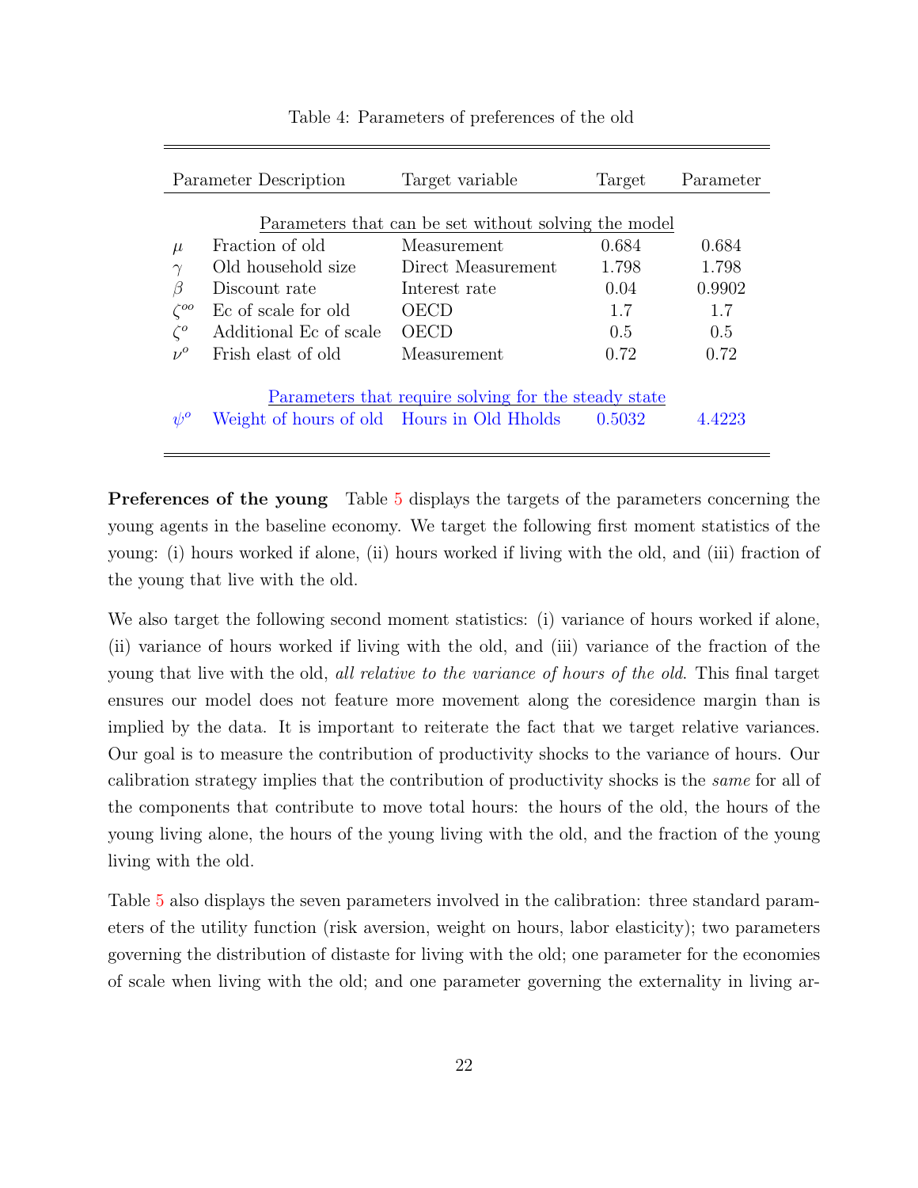Table 4: Parameters of preferences of the old

| | Parameter Description | Target variable | Target | Parameter |
|---|---|---|---|---|
| | Parameters that can be set without solving the model | | | |
| $\mu$ | Fraction of old | Measurement | 0.684 | 0.684 |
| $\gamma$ | Old household size | Direct Measurement | 1.798 | 1.798 |
| $\beta$ | Discount rate | Interest rate | 0.04 | 0.9902 |
| $\zeta^{oo}$ | Ec of scale for old | OECD | 1.7 | 1.7 |
| $\zeta^{o}$ | Additional Ec of scale | OECD | 0.5 | 0.5 |
| $\nu^{o}$ | Frish elast of old | Measurement | 0.72 | 0.72 |
| | Parameters that require solving for the steady state | | | |
| $\psi^{o}$ | Weight of hours of old | Hours in Old Hholds | 0.5032 | 4.4223 |

**Preferences of the young** Table 5 displays the targets of the parameters concerning the young agents in the baseline economy. We target the following first moment statistics of the young: (i) hours worked if alone, (ii) hours worked if living with the old, and (iii) fraction of the young that live with the old.

We also target the following second moment statistics: (i) variance of hours worked if alone, (ii) variance of hours worked if living with the old, and (iii) variance of the fraction of the young that live with the old, *all relative to the variance of hours of the old*. This final target ensures our model does not feature more movement along the coresidence margin than is implied by the data. It is important to reiterate the fact that we target relative variances. Our goal is to measure the contribution of productivity shocks to the variance of hours. Our calibration strategy implies that the contribution of productivity shocks is the *same* for all of the components that contribute to move total hours: the hours of the old, the hours of the young living alone, the hours of the young living with the old, and the fraction of the young living with the old.

Table 5 also displays the seven parameters involved in the calibration: three standard parameters of the utility function (risk aversion, weight on hours, labor elasticity); two parameters governing the distribution of distaste for living with the old; one parameter for the economies of scale when living with the old; and one parameter governing the externality in living ar-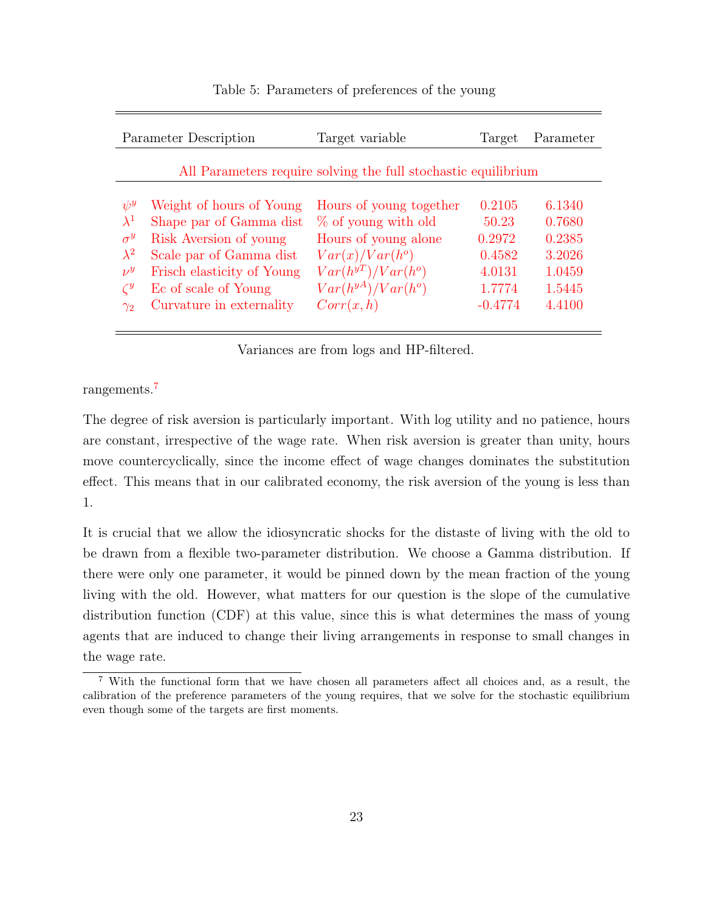Table 5: Parameters of preferences of the young

| | Parameter Description | Target variable | Target | Parameter |
|---|---|---|---|---|
| | | All Parameters require solving the full stochastic equilibrium | | |
| $\psi^y$ | Weight of hours of Young | Hours of young together | 0.2105 | 6.1340 |
| $\lambda^1$ | Shape par of Gamma dist | % of young with old | 50.23 | 0.7680 |
| $\sigma^y$ | Risk Aversion of young | Hours of young alone | 0.2972 | 0.2385 |
| $\lambda^2$ | Scale par of Gamma dist | $Var(x)/Var(h^o)$ | 0.4582 | 3.2026 |
| $\nu^y$ | Frisch elasticity of Young | $Var(h^{yT})/Var(h^o)$ | 4.0131 | 1.0459 |
| $\zeta^y$ | Ec of scale of Young | $Var(h^{yA})/Var(h^o)$ | 1.7774 | 1.5445 |
| $\gamma_2$ | Curvature in externality | $Corr(x,h)$ | -0.4774 | 4.4100 |

Variances are from logs and HP-filtered.

rangements.[7]

The degree of risk aversion is particularly important. With log utility and no patience, hours are constant, irrespective of the wage rate. When risk aversion is greater than unity, hours move countercyclically, since the income effect of wage changes dominates the substitution effect. This means that in our calibrated economy, the risk aversion of the young is less than 1.

It is crucial that we allow the idiosyncratic shocks for the distaste of living with the old to be drawn from a flexible two-parameter distribution. We choose a Gamma distribution. If there were only one parameter, it would be pinned down by the mean fraction of the young living with the old. However, what matters for our question is the slope of the cumulative distribution function (CDF) at this value, since this is what determines the mass of young agents that are induced to change their living arrangements in response to small changes in the wage rate.

[7] With the functional form that we have chosen all parameters affect all choices and, as a result, the calibration of the preference parameters of the young requires, that we solve for the stochastic equilibrium even though some of the targets are first moments.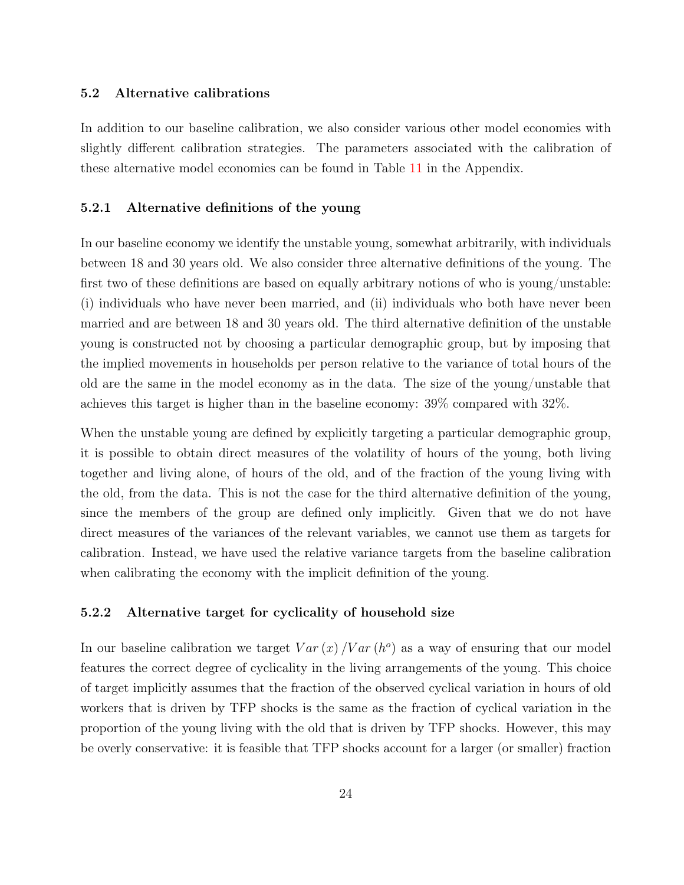### 5.2 Alternative calibrations

In addition to our baseline calibration, we also consider various other model economies with slightly different calibration strategies. The parameters associated with the calibration of these alternative model economies can be found in Table 11 in the Appendix.

#### 5.2.1 Alternative definitions of the young

In our baseline economy we identify the unstable young, somewhat arbitrarily, with individuals between 18 and 30 years old. We also consider three alternative definitions of the young. The first two of these definitions are based on equally arbitrary notions of who is young/unstable: (i) individuals who have never been married, and (ii) individuals who both have never been married and are between 18 and 30 years old. The third alternative definition of the unstable young is constructed not by choosing a particular demographic group, but by imposing that the implied movements in households per person relative to the variance of total hours of the old are the same in the model economy as in the data. The size of the young/unstable that achieves this target is higher than in the baseline economy: 39% compared with 32%.

When the unstable young are defined by explicitly targeting a particular demographic group, it is possible to obtain direct measures of the volatility of hours of the young, both living together and living alone, of hours of the old, and of the fraction of the young living with the old, from the data. This is not the case for the third alternative definition of the young, since the members of the group are defined only implicitly. Given that we do not have direct measures of the variances of the relevant variables, we cannot use them as targets for calibration. Instead, we have used the relative variance targets from the baseline calibration when calibrating the economy with the implicit definition of the young.

#### 5.2.2 Alternative target for cyclicality of household size

In our baseline calibration we target $Var\left(x\right)/Var\left(h^{o}\right)$ as a way of ensuring that our model features the correct degree of cyclicality in the living arrangements of the young. This choice of target implicitly assumes that the fraction of the observed cyclical variation in hours of old workers that is driven by TFP shocks is the same as the fraction of cyclical variation in the proportion of the young living with the old that is driven by TFP shocks. However, this may be overly conservative: it is feasible that TFP shocks account for a larger (or smaller) fraction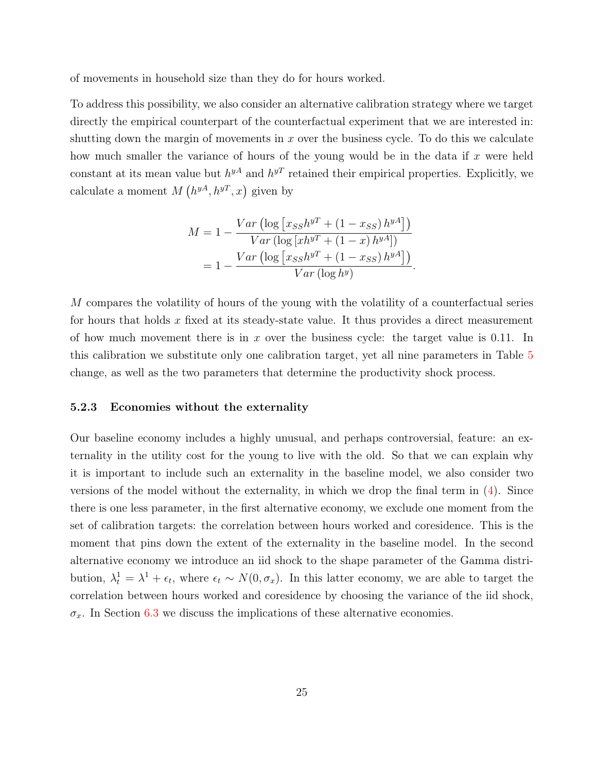of movements in household size than they do for hours worked.

To address this possibility, we also consider an alternative calibration strategy where we target directly the empirical counterpart of the counterfactual experiment that we are interested in: shutting down the margin of movements in $x$ over the business cycle. To do this we calculate how much smaller the variance of hours of the young would be in the data if $x$ were held constant at its mean value but $h^{yA}$ and $h^{yT}$ retained their empirical properties. Explicitly, we calculate a moment $M\left(h^{yA}, h^{yT}, x\right)$ given by

$$
\begin{aligned}
M &= 1 - \frac{Var\left(\log\left[x_{SS}h^{yT} + \left(1 - x_{SS}\right)h^{yA}\right]\right)}{Var\left(\log\left[xh^{yT} + \left(1 - x\right)h^{yA}\right]\right)} \\
&= 1 - \frac{Var\left(\log\left[x_{SS}h^{yT} + \left(1 - x_{SS}\right)h^{yA}\right]\right)}{Var\left(\log h^{y}\right)}.
\end{aligned}
$$

$M$ compares the volatility of hours of the young with the volatility of a counterfactual series for hours that holds $x$ fixed at its steady-state value. It thus provides a direct measurement of how much movement there is in $x$ over the business cycle: the target value is 0.11. In this calibration we substitute only one calibration target, yet all nine parameters in Table 5 change, as well as the two parameters that determine the productivity shock process.

### 5.2.3 Economies without the externality

Our baseline economy includes a highly unusual, and perhaps controversial, feature: an externality in the utility cost for the young to live with the old. So that we can explain why it is important to include such an externality in the baseline model, we also consider two versions of the model without the externality, in which we drop the final term in (4). Since there is one less parameter, in the first alternative economy, we exclude one moment from the set of calibration targets: the correlation between hours worked and coresidence. This is the moment that pins down the extent of the externality in the baseline model. In the second alternative economy we introduce an iid shock to the shape parameter of the Gamma distribution, $\lambda_t^1 = \lambda^1 + \epsilon_t$, where $\epsilon_t \sim N(0, \sigma_x)$. In this latter economy, we are able to target the correlation between hours worked and coresidence by choosing the variance of the iid shock, $\sigma_x$. In Section 6.3 we discuss the implications of these alternative economies.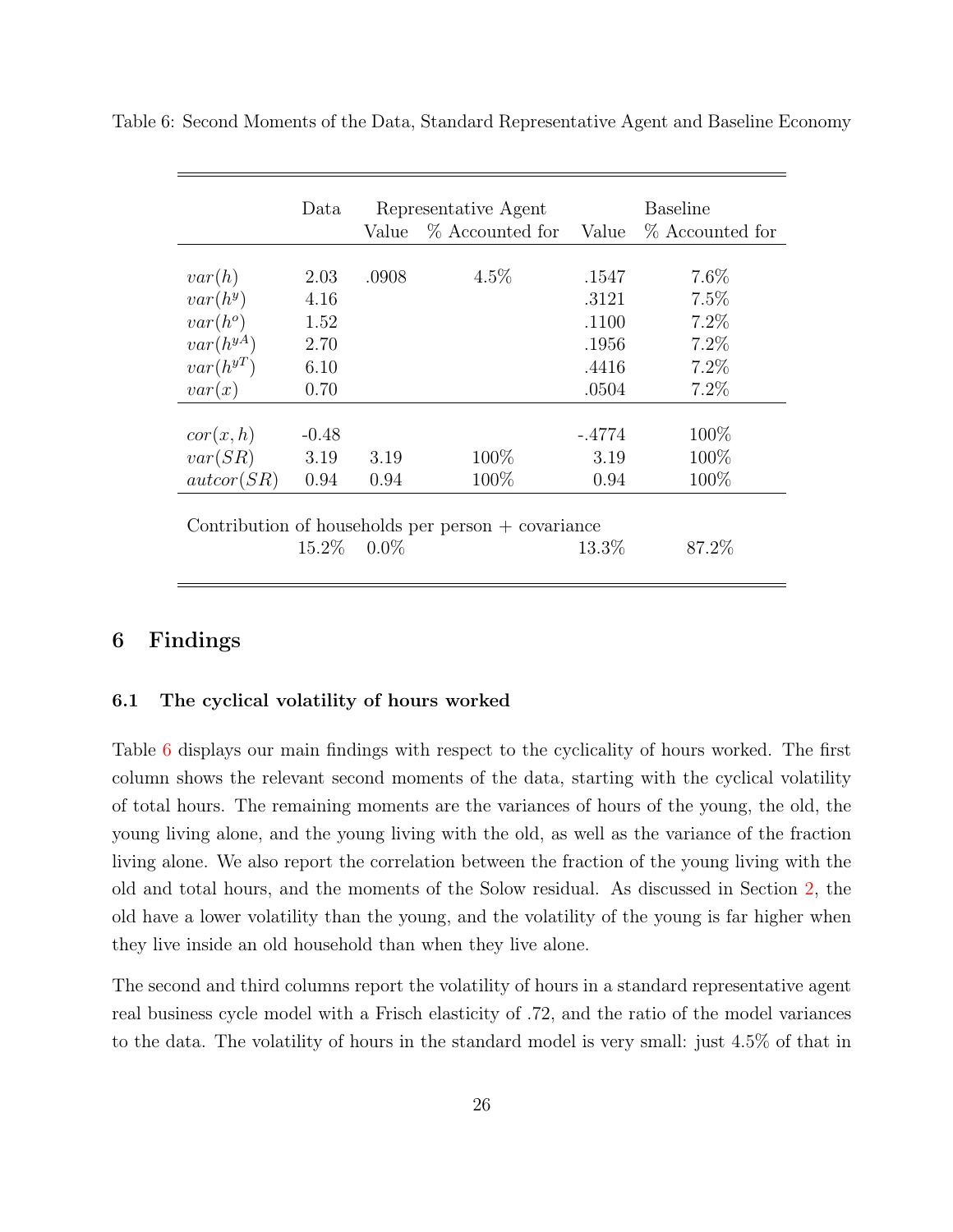Table 6: Second Moments of the Data, Standard Representative Agent and Baseline Economy

| | Data | Representative Agent | | Baseline | |
|---|---|---|---|---|---|
| | | Value | % Accounted for | Value | % Accounted for |
| $var(h)$ | 2.03 | .0908 | 4.5% | .1547 | 7.6% |
| $var(h^y)$ | 4.16 | | | .3121 | 7.5% |
| $var(h^o)$ | 1.52 | | | .1100 | 7.2% |
| $var(h^{yA})$ | 2.70 | | | .1956 | 7.2% |
| $var(h^{yT})$ | 6.10 | | | .4416 | 7.2% |
| $var(x)$ | 0.70 | | | .0504 | 7.2% |
| $cor(x, h)$ | -0.48 | | | -.4774 | 100% |
| $var(SR)$ | 3.19 | 3.19 | 100% | 3.19 | 100% |
| $autcor(SR)$ | 0.94 | 0.94 | 100% | 0.94 | 100% |
| Contribution of households per person + covariance | | | | | |
| | 15.2% | 0.0% | | 13.3% | 87.2% |

## 6 Findings

### 6.1 The cyclical volatility of hours worked

Table 6 displays our main findings with respect to the cyclicality of hours worked. The first column shows the relevant second moments of the data, starting with the cyclical volatility of total hours. The remaining moments are the variances of hours of the young, the old, the young living alone, and the young living with the old, as well as the variance of the fraction living alone. We also report the correlation between the fraction of the young living with the old and total hours, and the moments of the Solow residual. As discussed in Section 2, the old have a lower volatility than the young, and the volatility of the young is far higher when they live inside an old household than when they live alone.

The second and third columns report the volatility of hours in a standard representative agent real business cycle model with a Frisch elasticity of .72, and the ratio of the model variances to the data. The volatility of hours in the standard model is very small: just 4.5% of that in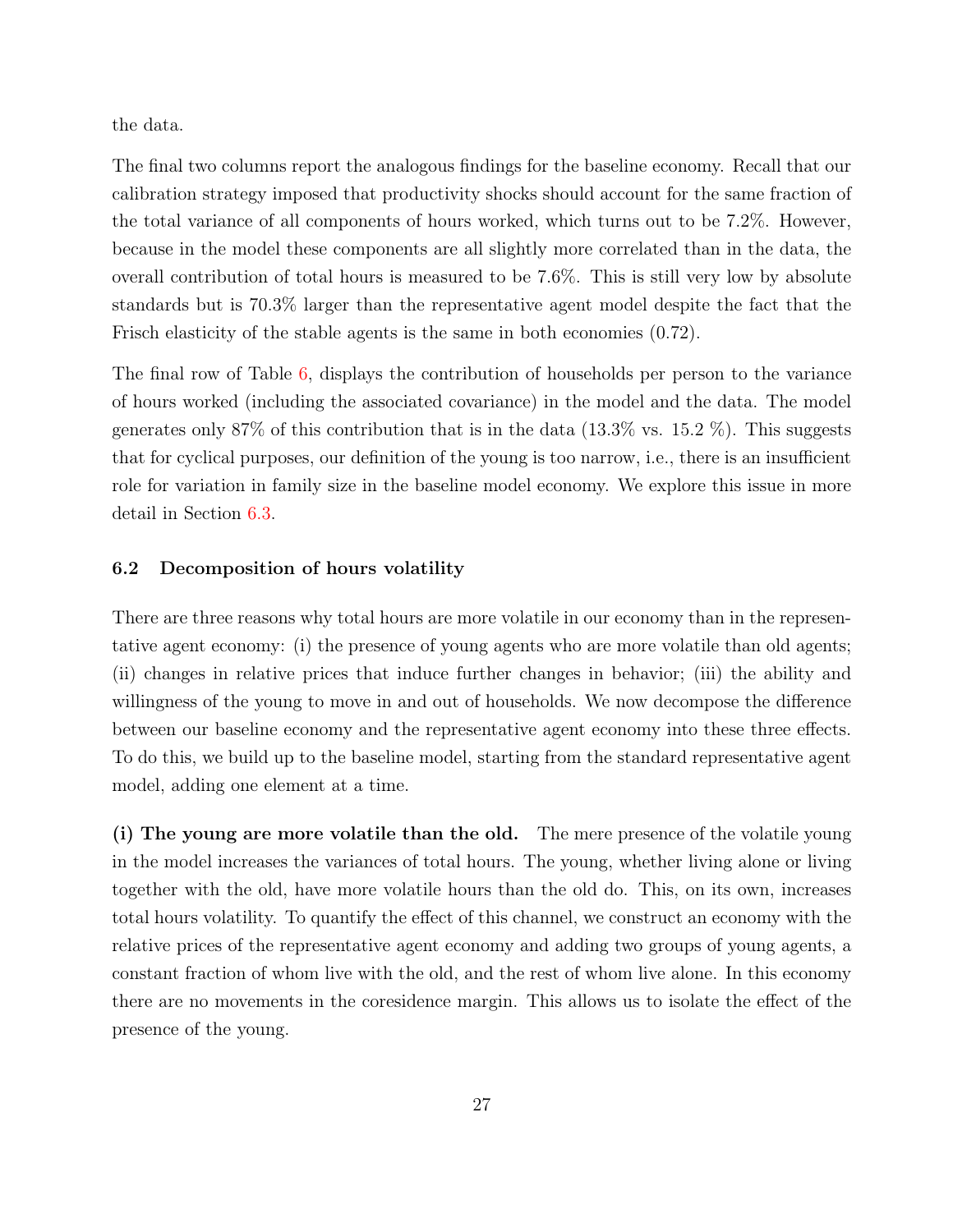the data.

The final two columns report the analogous findings for the baseline economy. Recall that our calibration strategy imposed that productivity shocks should account for the same fraction of the total variance of all components of hours worked, which turns out to be 7.2%. However, because in the model these components are all slightly more correlated than in the data, the overall contribution of total hours is measured to be 7.6%. This is still very low by absolute standards but is 70.3% larger than the representative agent model despite the fact that the Frisch elasticity of the stable agents is the same in both economies (0.72).

The final row of Table 6, displays the contribution of households per person to the variance of hours worked (including the associated covariance) in the model and the data. The model generates only 87% of this contribution that is in the data (13.3% vs. 15.2 %). This suggests that for cyclical purposes, our definition of the young is too narrow, i.e., there is an insufficient role for variation in family size in the baseline model economy. We explore this issue in more detail in Section 6.3.

### 6.2 Decomposition of hours volatility

There are three reasons why total hours are more volatile in our economy than in the representative agent economy: (i) the presence of young agents who are more volatile than old agents; (ii) changes in relative prices that induce further changes in behavior; (iii) the ability and willingness of the young to move in and out of households. We now decompose the difference between our baseline economy and the representative agent economy into these three effects. To do this, we build up to the baseline model, starting from the standard representative agent model, adding one element at a time.

**(i) The young are more volatile than the old.** The mere presence of the volatile young in the model increases the variances of total hours. The young, whether living alone or living together with the old, have more volatile hours than the old do. This, on its own, increases total hours volatility. To quantify the effect of this channel, we construct an economy with the relative prices of the representative agent economy and adding two groups of young agents, a constant fraction of whom live with the old, and the rest of whom live alone. In this economy there are no movements in the coresidence margin. This allows us to isolate the effect of the presence of the young.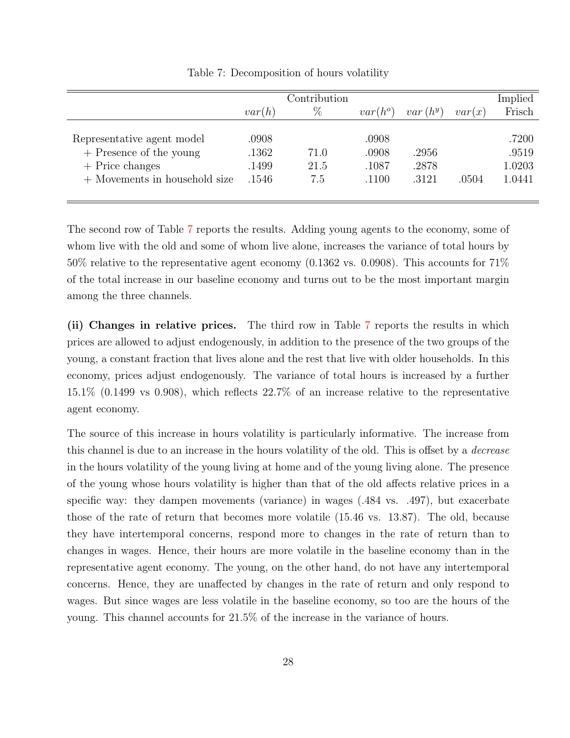Table 7: Decomposition of hours volatility

| | | Contribution | | | | Implied |
|---|---|---|---|---|---|---|
| | $var(h)$ | % | $var(h^o)$ | $var\ (h^y)$ | $var(x)$ | Frisch |
| Representative agent model | .0908 | | .0908 | | | .7200 |
| + Presence of the young | .1362 | 71.0 | .0908 | .2956 | | .9519 |
| + Price changes | .1499 | 21.5 | .1087 | .2878 | | 1.0203 |
| + Movements in household size | .1546 | 7.5 | .1100 | .3121 | .0504 | 1.0441 |

The second row of Table 7 reports the results. Adding young agents to the economy, some of whom live with the old and some of whom live alone, increases the variance of total hours by 50% relative to the representative agent economy (0.1362 vs. 0.0908). This accounts for 71% of the total increase in our baseline economy and turns out to be the most important margin among the three channels.

**(ii) Changes in relative prices.** The third row in Table 7 reports the results in which prices are allowed to adjust endogenously, in addition to the presence of the two groups of the young, a constant fraction that lives alone and the rest that live with older households. In this economy, prices adjust endogenously. The variance of total hours is increased by a further 15.1% (0.1499 vs 0.908), which reflects 22.7% of an increase relative to the representative agent economy.

The source of this increase in hours volatility is particularly informative. The increase from this channel is due to an increase in the hours volatility of the old. This is offset by a *decrease* in the hours volatility of the young living at home and of the young living alone. The presence of the young whose hours volatility is higher than that of the old affects relative prices in a specific way: they dampen movements (variance) in wages (.484 vs. .497), but exacerbate those of the rate of return that becomes more volatile (15.46 vs. 13.87). The old, because they have intertemporal concerns, respond more to changes in the rate of return than to changes in wages. Hence, their hours are more volatile in the baseline economy than in the representative agent economy. The young, on the other hand, do not have any intertemporal concerns. Hence, they are unaffected by changes in the rate of return and only respond to wages. But since wages are less volatile in the baseline economy, so too are the hours of the young. This channel accounts for 21.5% of the increase in the variance of hours.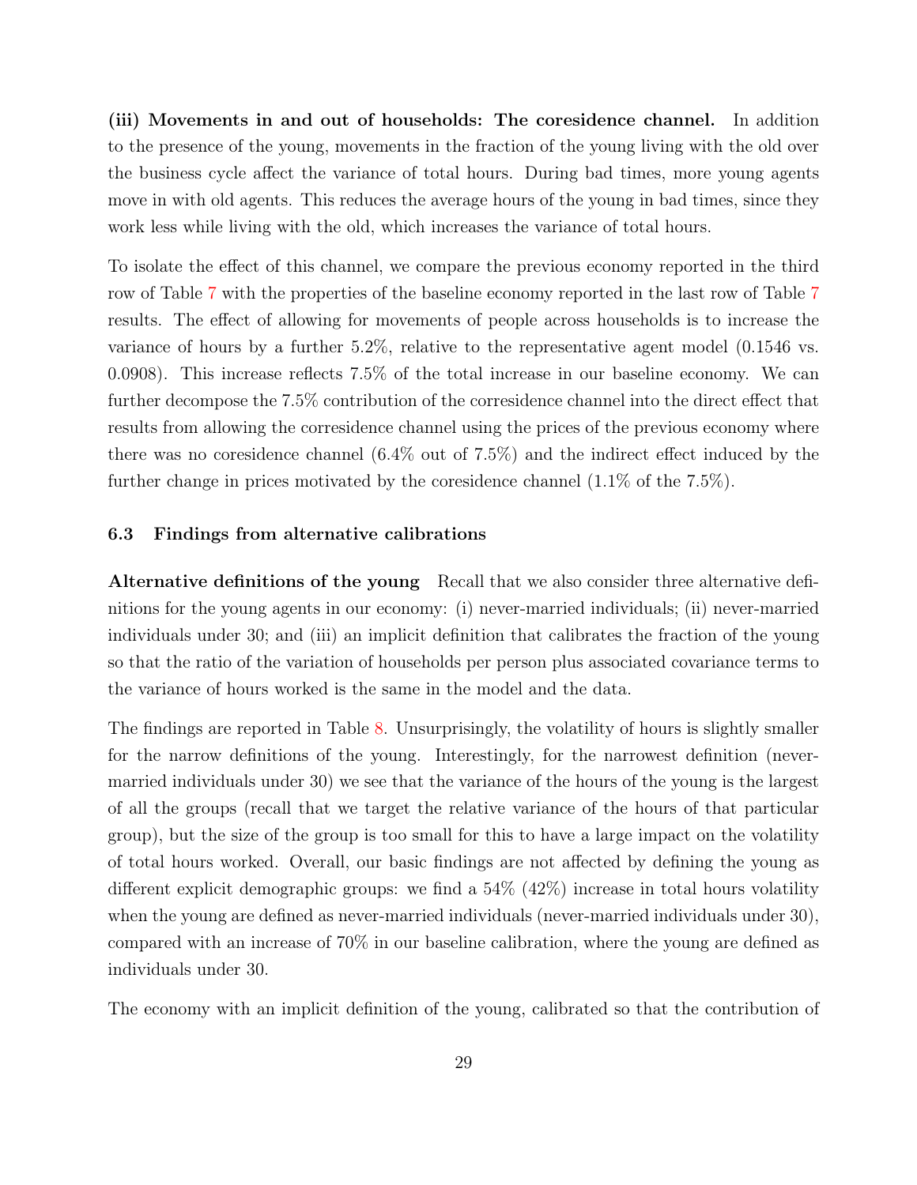**(iii) Movements in and out of households: The coresidence channel.** In addition to the presence of the young, movements in the fraction of the young living with the old over the business cycle affect the variance of total hours. During bad times, more young agents move in with old agents. This reduces the average hours of the young in bad times, since they work less while living with the old, which increases the variance of total hours.

To isolate the effect of this channel, we compare the previous economy reported in the third row of Table 7 with the properties of the baseline economy reported in the last row of Table 7 results. The effect of allowing for movements of people across households is to increase the variance of hours by a further 5.2%, relative to the representative agent model (0.1546 vs. 0.0908). This increase reflects 7.5% of the total increase in our baseline economy. We can further decompose the 7.5% contribution of the corresidence channel into the direct effect that results from allowing the corresidence channel using the prices of the previous economy where there was no coresidence channel (6.4% out of 7.5%) and the indirect effect induced by the further change in prices motivated by the coresidence channel (1.1% of the 7.5%).

### 6.3 Findings from alternative calibrations

**Alternative definitions of the young** Recall that we also consider three alternative definitions for the young agents in our economy: (i) never-married individuals; (ii) never-married individuals under 30; and (iii) an implicit definition that calibrates the fraction of the young so that the ratio of the variation of households per person plus associated covariance terms to the variance of hours worked is the same in the model and the data.

The findings are reported in Table 8. Unsurprisingly, the volatility of hours is slightly smaller for the narrow definitions of the young. Interestingly, for the narrowest definition (never-married individuals under 30) we see that the variance of the hours of the young is the largest of all the groups (recall that we target the relative variance of the hours of that particular group), but the size of the group is too small for this to have a large impact on the volatility of total hours worked. Overall, our basic findings are not affected by defining the young as different explicit demographic groups: we find a 54% (42%) increase in total hours volatility when the young are defined as never-married individuals (never-married individuals under 30), compared with an increase of 70% in our baseline calibration, where the young are defined as individuals under 30.

The economy with an implicit definition of the young, calibrated so that the contribution of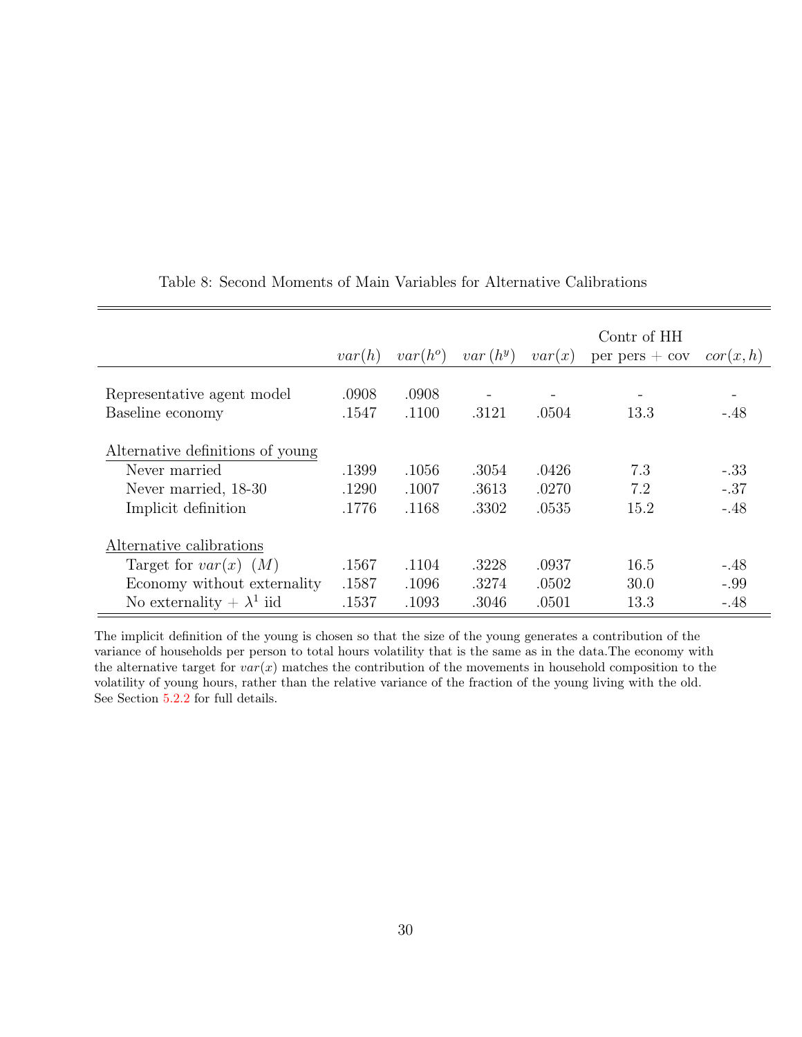Table 8: Second Moments of Main Variables for Alternative Calibrations

| | $var(h)$ | $var(h^o)$ | $var\ (h^y)$ | $var(x)$ | Contr of HH per pers + cov | $cor(x,h)$ |
|---|---|---|---|---|---|---|
| Representative agent model | .0908 | .0908 | - | - | - | - |
| Baseline economy | .1547 | .1100 | .3121 | .0504 | 13.3 | -.48 |
| Alternative definitions of young | | | | | | |
| Never married | .1399 | .1056 | .3054 | .0426 | 7.3 | -.33 |
| Never married, 18-30 | .1290 | .1007 | .3613 | .0270 | 7.2 | -.37 |
| Implicit definition | .1776 | .1168 | .3302 | .0535 | 15.2 | -.48 |
| Alternative calibrations | | | | | | |
| Target for $var(x)$ $(M)$ | .1567 | .1104 | .3228 | .0937 | 16.5 | -.48 |
| Economy without externality | .1587 | .1096 | .3274 | .0502 | 30.0 | -.99 |
| No externality + $\lambda^1$ iid | .1537 | .1093 | .3046 | .0501 | 13.3 | -.48 |

The implicit definition of the young is chosen so that the size of the young generates a contribution of the variance of households per person to total hours volatility that is the same as in the data.The economy with the alternative target for $var(x)$ matches the contribution of the movements in household composition to the volatility of young hours, rather than the relative variance of the fraction of the young living with the old. See Section 5.2.2 for full details.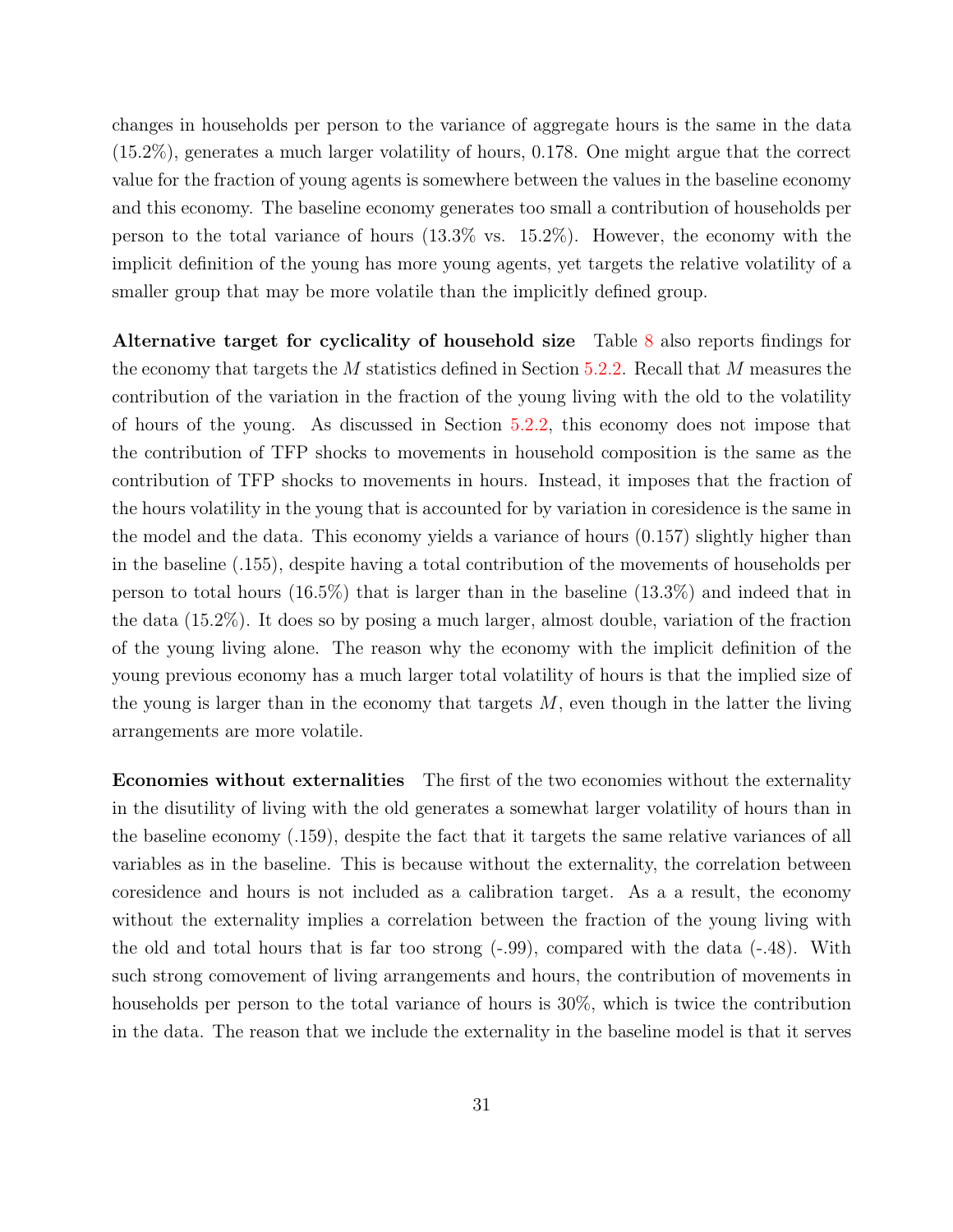changes in households per person to the variance of aggregate hours is the same in the data (15.2%), generates a much larger volatility of hours, 0.178. One might argue that the correct value for the fraction of young agents is somewhere between the values in the baseline economy and this economy. The baseline economy generates too small a contribution of households per person to the total variance of hours (13.3% vs. 15.2%). However, the economy with the implicit definition of the young has more young agents, yet targets the relative volatility of a smaller group that may be more volatile than the implicitly defined group.

**Alternative target for cyclicality of household size** Table 8 also reports findings for the economy that targets the $M$ statistics defined in Section 5.2.2. Recall that $M$ measures the contribution of the variation in the fraction of the young living with the old to the volatility of hours of the young. As discussed in Section 5.2.2, this economy does not impose that the contribution of TFP shocks to movements in household composition is the same as the contribution of TFP shocks to movements in hours. Instead, it imposes that the fraction of the hours volatility in the young that is accounted for by variation in coresidence is the same in the model and the data. This economy yields a variance of hours (0.157) slightly higher than in the baseline (.155), despite having a total contribution of the movements of households per person to total hours (16.5%) that is larger than in the baseline (13.3%) and indeed that in the data (15.2%). It does so by posing a much larger, almost double, variation of the fraction of the young living alone. The reason why the economy with the implicit definition of the young previous economy has a much larger total volatility of hours is that the implied size of the young is larger than in the economy that targets $M$, even though in the latter the living arrangements are more volatile.

**Economies without externalities** The first of the two economies without the externality in the disutility of living with the old generates a somewhat larger volatility of hours than in the baseline economy (.159), despite the fact that it targets the same relative variances of all variables as in the baseline. This is because without the externality, the correlation between coresidence and hours is not included as a calibration target. As a a result, the economy without the externality implies a correlation between the fraction of the young living with the old and total hours that is far too strong (-.99), compared with the data (-.48). With such strong comovement of living arrangements and hours, the contribution of movements in households per person to the total variance of hours is 30%, which is twice the contribution in the data. The reason that we include the externality in the baseline model is that it serves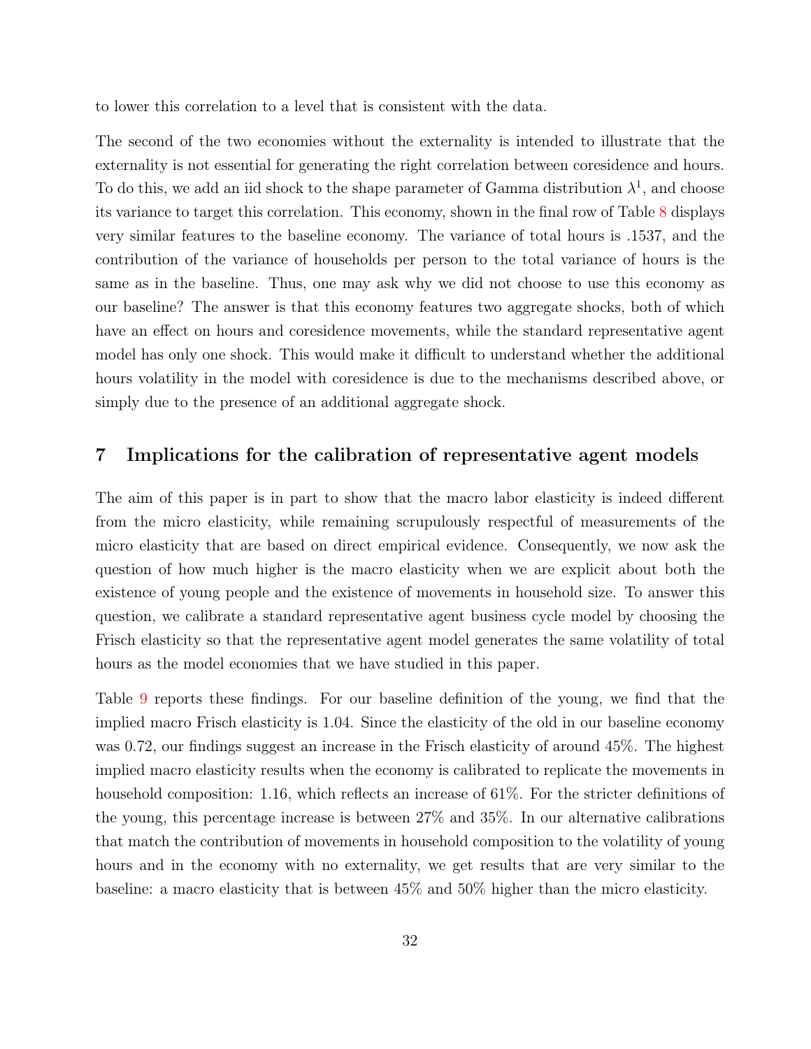to lower this correlation to a level that is consistent with the data.

The second of the two economies without the externality is intended to illustrate that the externality is not essential for generating the right correlation between coresidence and hours. To do this, we add an iid shock to the shape parameter of Gamma distribution $\lambda^1$, and choose its variance to target this correlation. This economy, shown in the final row of Table 8 displays very similar features to the baseline economy. The variance of total hours is .1537, and the contribution of the variance of households per person to the total variance of hours is the same as in the baseline. Thus, one may ask why we did not choose to use this economy as our baseline? The answer is that this economy features two aggregate shocks, both of which have an effect on hours and coresidence movements, while the standard representative agent model has only one shock. This would make it difficult to understand whether the additional hours volatility in the model with coresidence is due to the mechanisms described above, or simply due to the presence of an additional aggregate shock.

## 7 Implications for the calibration of representative agent models

The aim of this paper is in part to show that the macro labor elasticity is indeed different from the micro elasticity, while remaining scrupulously respectful of measurements of the micro elasticity that are based on direct empirical evidence. Consequently, we now ask the question of how much higher is the macro elasticity when we are explicit about both the existence of young people and the existence of movements in household size. To answer this question, we calibrate a standard representative agent business cycle model by choosing the Frisch elasticity so that the representative agent model generates the same volatility of total hours as the model economies that we have studied in this paper.

Table 9 reports these findings. For our baseline definition of the young, we find that the implied macro Frisch elasticity is 1.04. Since the elasticity of the old in our baseline economy was 0.72, our findings suggest an increase in the Frisch elasticity of around 45%. The highest implied macro elasticity results when the economy is calibrated to replicate the movements in household composition: 1.16, which reflects an increase of 61%. For the stricter definitions of the young, this percentage increase is between 27% and 35%. In our alternative calibrations that match the contribution of movements in household composition to the volatility of young hours and in the economy with no externality, we get results that are very similar to the baseline: a macro elasticity that is between 45% and 50% higher than the micro elasticity.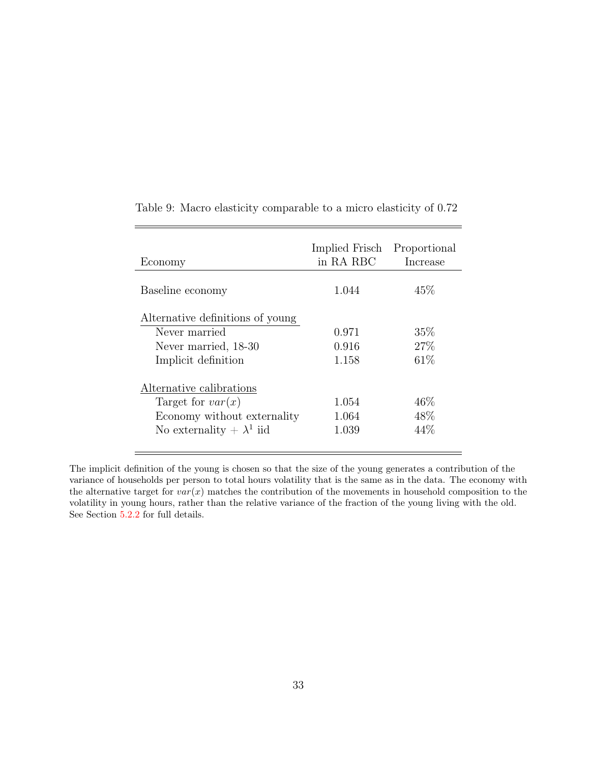Table 9: Macro elasticity comparable to a micro elasticity of 0.72

| Economy | Implied Frisch in RA RBC | Proportional Increase |
|---|---|---|
| Baseline economy | 1.044 | 45% |
| Alternative definitions of young | | |
| Never married | 0.971 | 35% |
| Never married, 18-30 | 0.916 | 27% |
| Implicit definition | 1.158 | 61% |
| Alternative calibrations | | |
| Target for $var(x)$ | 1.054 | 46% |
| Economy without externality | 1.064 | 48% |
| No externality + $\lambda^1$ iid | 1.039 | 44% |

The implicit definition of the young is chosen so that the size of the young generates a contribution of the variance of households per person to total hours volatility that is the same as in the data. The economy with the alternative target for $var(x)$ matches the contribution of the movements in household composition to the volatility in young hours, rather than the relative variance of the fraction of the young living with the old. See Section 5.2.2 for full details.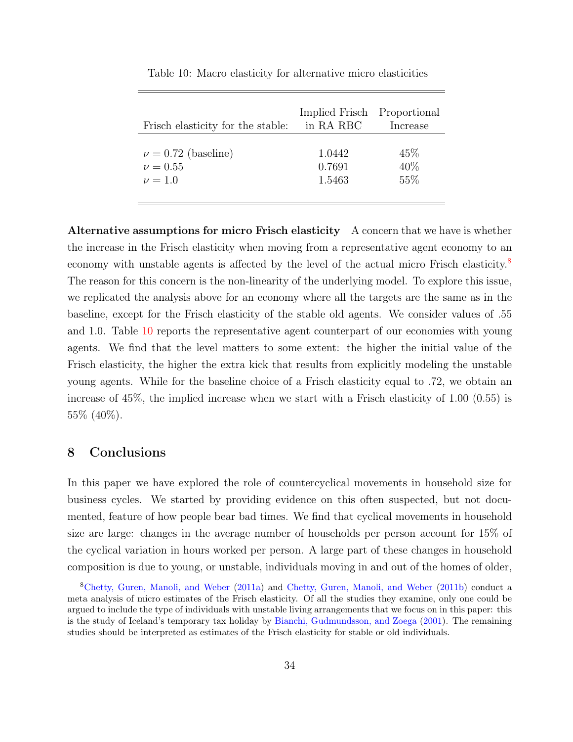Table 10: Macro elasticity for alternative micro elasticities

| Frisch elasticity for the stable: | Implied Frisch in RA RBC | Proportional Increase |
|---|---|---|
| $\nu = 0.72$ (baseline) | 1.0442 | 45% |
| $\nu = 0.55$ | 0.7691 | 40% |
| $\nu = 1.0$ | 1.5463 | 55% |

**Alternative assumptions for micro Frisch elasticity** A concern that we have is whether the increase in the Frisch elasticity when moving from a representative agent economy to an economy with unstable agents is affected by the level of the actual micro Frisch elasticity.[8] The reason for this concern is the non-linearity of the underlying model. To explore this issue, we replicated the analysis above for an economy where all the targets are the same as in the baseline, except for the Frisch elasticity of the stable old agents. We consider values of .55 and 1.0. Table 10 reports the representative agent counterpart of our economies with young agents. We find that the level matters to some extent: the higher the initial value of the Frisch elasticity, the higher the extra kick that results from explicitly modeling the unstable young agents. While for the baseline choice of a Frisch elasticity equal to .72, we obtain an increase of 45%, the implied increase when we start with a Frisch elasticity of 1.00 (0.55) is 55% (40%).

## 8 Conclusions

In this paper we have explored the role of countercyclical movements in household size for business cycles. We started by providing evidence on this often suspected, but not documented, feature of how people bear bad times. We find that cyclical movements in household size are large: changes in the average number of households per person account for 15% of the cyclical variation in hours worked per person. A large part of these changes in household composition is due to young, or unstable, individuals moving in and out of the homes of older,

[8] Chetty, Guren, Manoli, and Weber (2011a) and Chetty, Guren, Manoli, and Weber (2011b) conduct a meta analysis of micro estimates of the Frisch elasticity. Of all the studies they examine, only one could be argued to include the type of individuals with unstable living arrangements that we focus on in this paper: this is the study of Iceland's temporary tax holiday by Bianchi, Gudmundsson, and Zoega (2001). The remaining studies should be interpreted as estimates of the Frisch elasticity for stable or old individuals.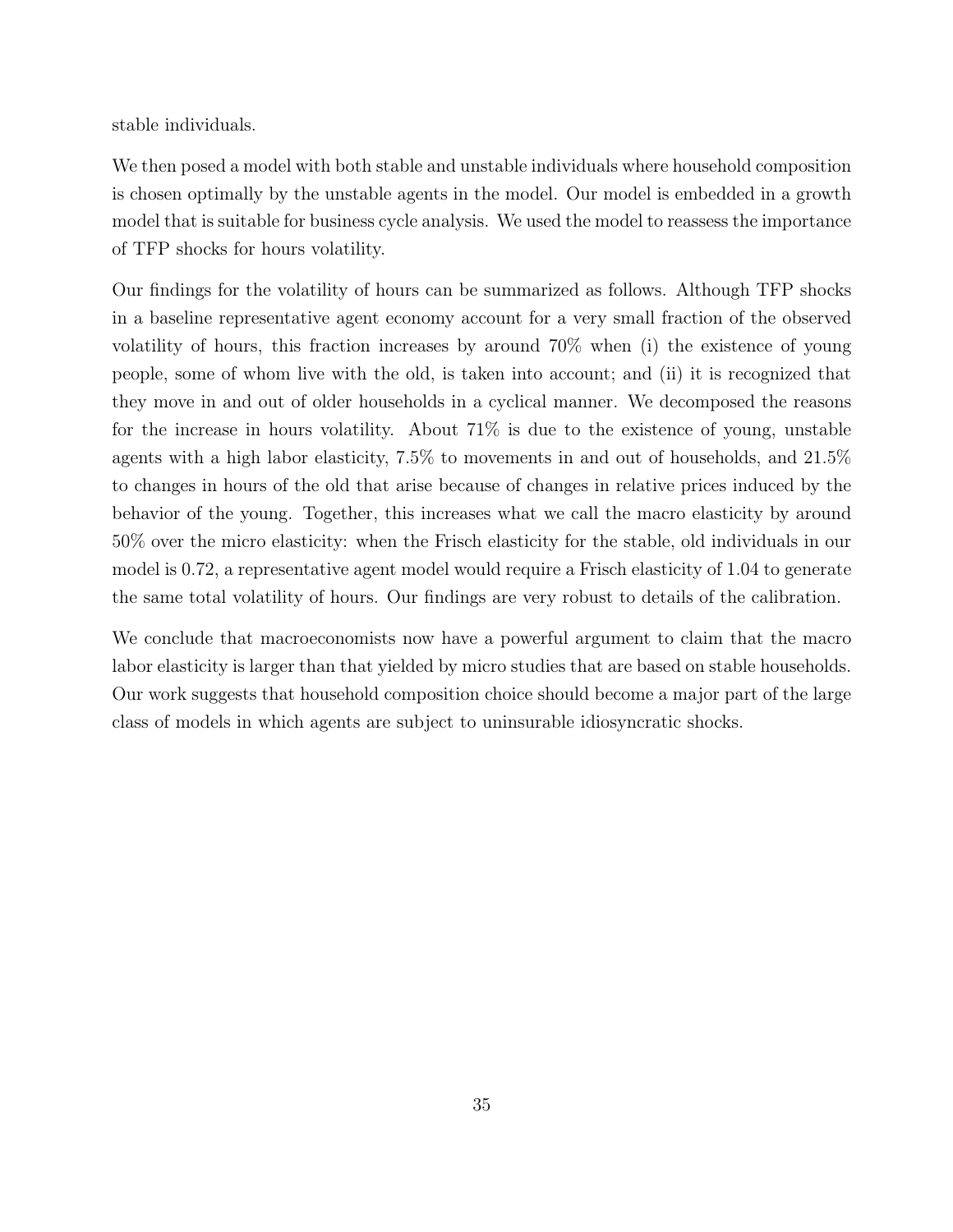stable individuals.

We then posed a model with both stable and unstable individuals where household composition is chosen optimally by the unstable agents in the model. Our model is embedded in a growth model that is suitable for business cycle analysis. We used the model to reassess the importance of TFP shocks for hours volatility.

Our findings for the volatility of hours can be summarized as follows. Although TFP shocks in a baseline representative agent economy account for a very small fraction of the observed volatility of hours, this fraction increases by around 70% when (i) the existence of young people, some of whom live with the old, is taken into account; and (ii) it is recognized that they move in and out of older households in a cyclical manner. We decomposed the reasons for the increase in hours volatility. About 71% is due to the existence of young, unstable agents with a high labor elasticity, 7.5% to movements in and out of households, and 21.5% to changes in hours of the old that arise because of changes in relative prices induced by the behavior of the young. Together, this increases what we call the macro elasticity by around 50% over the micro elasticity: when the Frisch elasticity for the stable, old individuals in our model is 0.72, a representative agent model would require a Frisch elasticity of 1.04 to generate the same total volatility of hours. Our findings are very robust to details of the calibration.

We conclude that macroeconomists now have a powerful argument to claim that the macro labor elasticity is larger than that yielded by micro studies that are based on stable households. Our work suggests that household composition choice should become a major part of the large class of models in which agents are subject to uninsurable idiosyncratic shocks.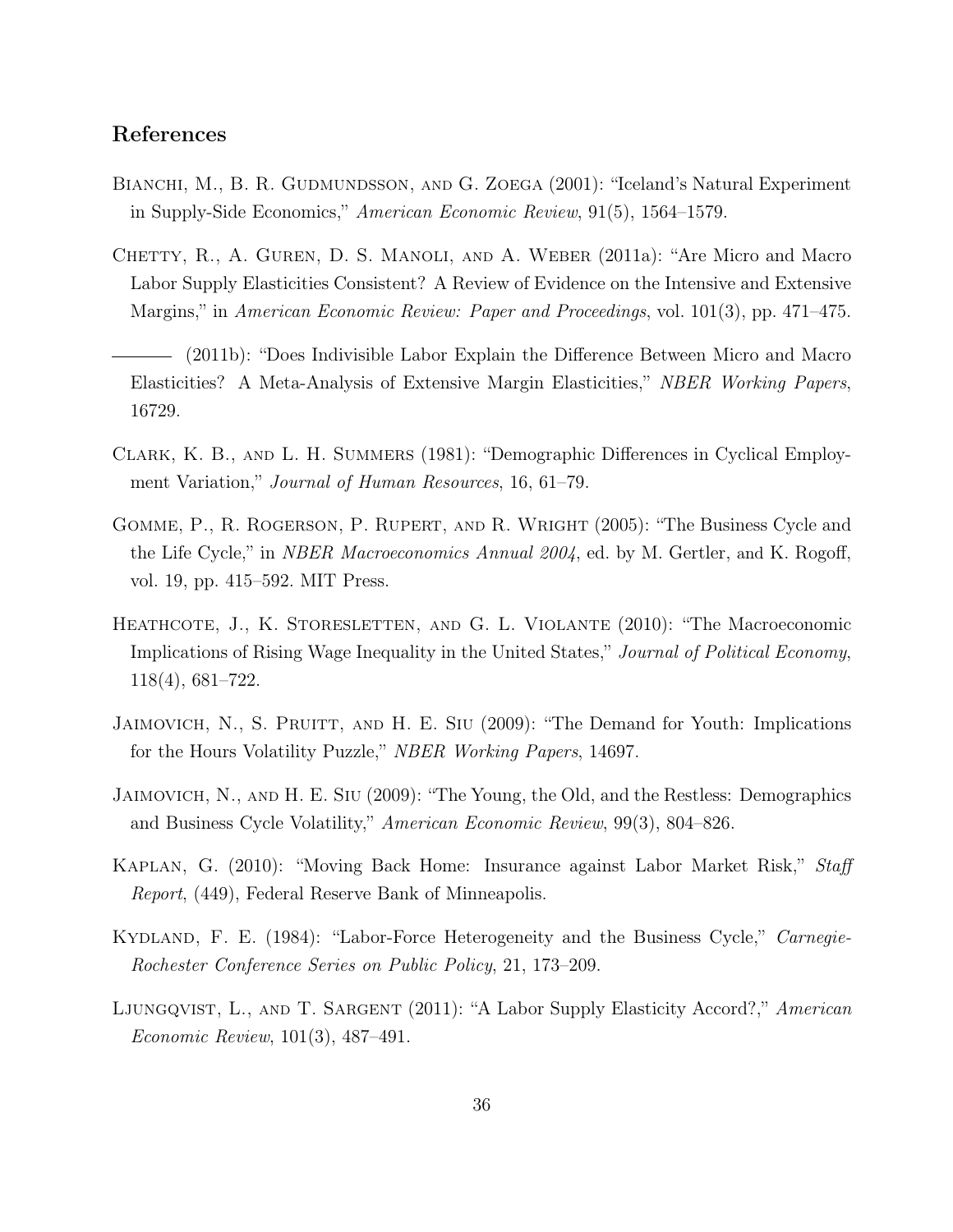## References

Bianchi, M., B. R. Gudmundsson, and G. Zoega (2001): "Iceland's Natural Experiment in Supply-Side Economics," *American Economic Review*, 91(5), 1564–1579.

Chetty, R., A. Guren, D. S. Manoli, and A. Weber (2011a): "Are Micro and Macro Labor Supply Elasticities Consistent? A Review of Evidence on the Intensive and Extensive Margins," in *American Economic Review: Paper and Proceedings*, vol. 101(3), pp. 471–475.

——— (2011b): "Does Indivisible Labor Explain the Difference Between Micro and Macro Elasticities? A Meta-Analysis of Extensive Margin Elasticities," *NBER Working Papers*, 16729.

Clark, K. B., and L. H. Summers (1981): "Demographic Differences in Cyclical Employment Variation," *Journal of Human Resources*, 16, 61–79.

Gomme, P., R. Rogerson, P. Rupert, and R. Wright (2005): "The Business Cycle and the Life Cycle," in *NBER Macroeconomics Annual 2004*, ed. by M. Gertler, and K. Rogoff, vol. 19, pp. 415–592. MIT Press.

Heathcote, J., K. Storesletten, and G. L. Violante (2010): "The Macroeconomic Implications of Rising Wage Inequality in the United States," *Journal of Political Economy*, 118(4), 681–722.

Jaimovich, N., S. Pruitt, and H. E. Siu (2009): "The Demand for Youth: Implications for the Hours Volatility Puzzle," *NBER Working Papers*, 14697.

Jaimovich, N., and H. E. Siu (2009): "The Young, the Old, and the Restless: Demographics and Business Cycle Volatility," *American Economic Review*, 99(3), 804–826.

Kaplan, G. (2010): "Moving Back Home: Insurance against Labor Market Risk," *Staff Report*, (449), Federal Reserve Bank of Minneapolis.

Kydland, F. E. (1984): "Labor-Force Heterogeneity and the Business Cycle," *Carnegie-Rochester Conference Series on Public Policy*, 21, 173–209.

Ljungqvist, L., and T. Sargent (2011): "A Labor Supply Elasticity Accord?," *American Economic Review*, 101(3), 487–491.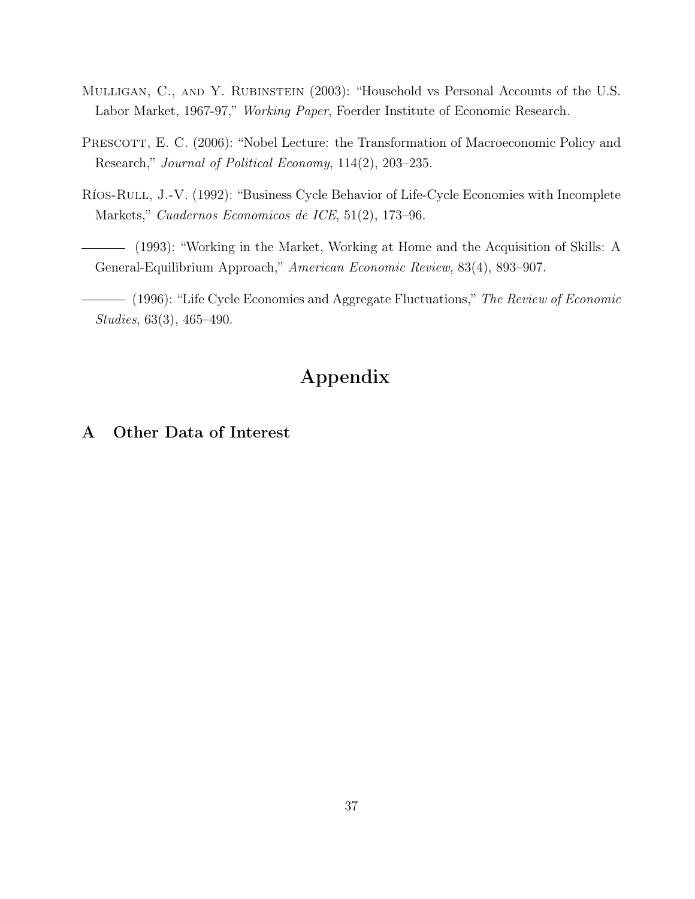Mulligan, C., and Y. Rubinstein (2003): "Household vs Personal Accounts of the U.S. Labor Market, 1967-97," *Working Paper*, Foerder Institute of Economic Research.

Prescott, E. C. (2006): "Nobel Lecture: the Transformation of Macroeconomic Policy and Research," *Journal of Political Economy*, 114(2), 203–235.

Ríos-Rull, J.-V. (1992): "Business Cycle Behavior of Life-Cycle Economies with Incomplete Markets," *Cuadernos Economicos de ICE*, 51(2), 173–96.

——— (1993): "Working in the Market, Working at Home and the Acquisition of Skills: A General-Equilibrium Approach," *American Economic Review*, 83(4), 893–907.

——— (1996): "Life Cycle Economies and Aggregate Fluctuations," *The Review of Economic Studies*, 63(3), 465–490.

# Appendix

## A Other Data of Interest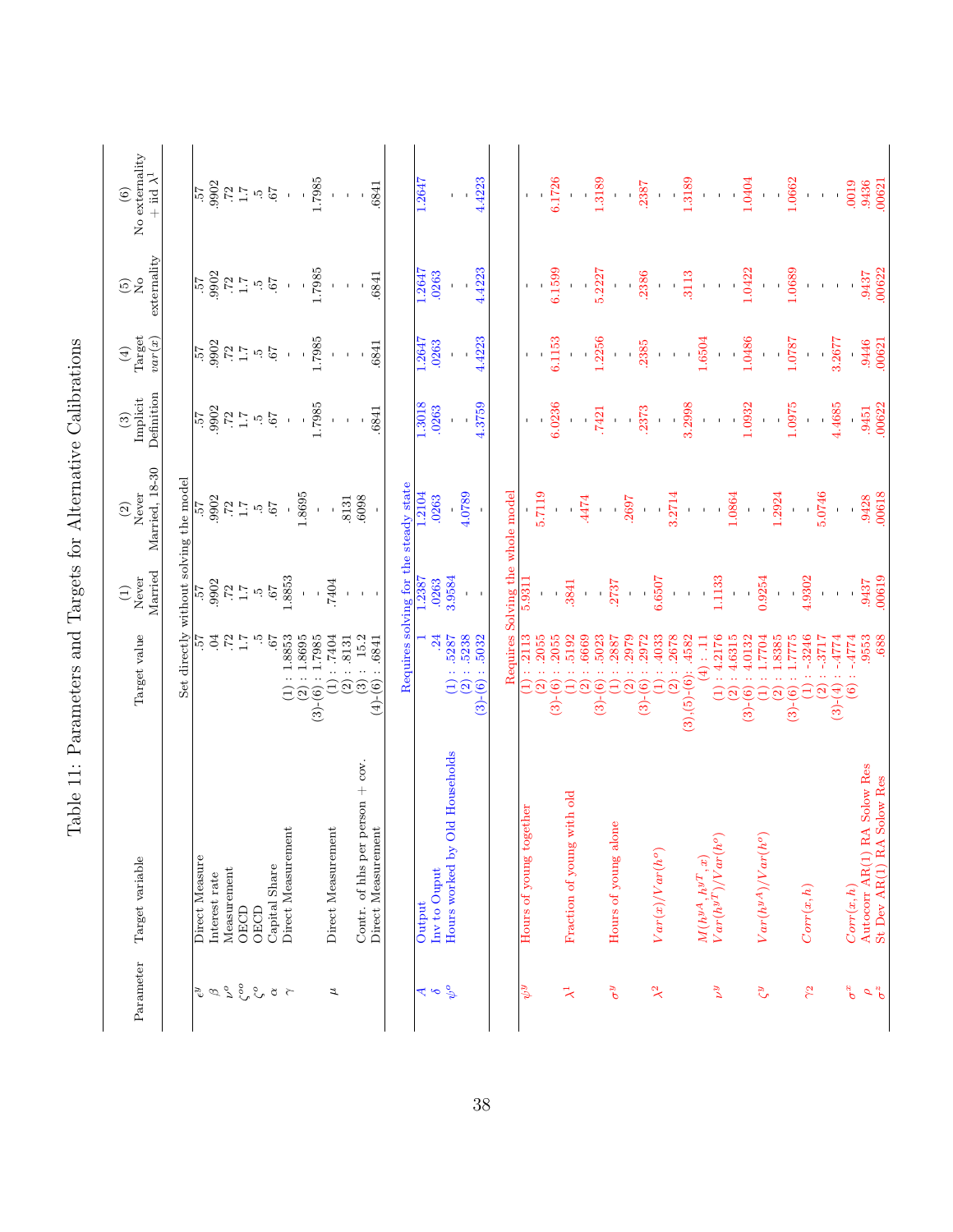# Table 11: Parameters and Targets for Alternative Calibrations

| Parameter | Target variable | Target value | (1) Never Married | (2) Never Married, 18-30 | (3) Implicit Definition | (4) Target $var(x)$ | (5) No externality | (6) No externality + iid $\lambda^1$ |
|---|---|---|---|---|---|---|---|---|
| | | **Set directly without solving the model** | | | | | | |
| $e^y$ | Direct Measure | .57 | .57 | .57 | .57 | .57 | .57 | .57 |
| $\beta$ | Interest rate | .04 | .9902 | .9902 | .9902 | .9902 | .9902 | .9902 |
| $\nu^o$ | Measurement | .72 | .72 | .72 | .72 | .72 | .72 | .72 |
| $\zeta^{oo}$ | OECD | 1.7 | 1.7 | 1.7 | 1.7 | 1.7 | 1.7 | 1.7 |
| $\zeta^o$ | OECD | .5 | .5 | .5 | .5 | .5 | .5 | .5 |
| $\alpha$ | Capital Share | .67 | .67 | .67 | .67 | .67 | .67 | .67 |
| $\gamma$ | Direct Measurement | (1) : 1.8853 | 1.8853 | - | - | - | - | - |
| | | (2) : 1.8695 | - | 1.8695 | - | - | - | - |
| | | (3)-(6) : 1.7985 | - | - | 1.7985 | 1.7985 | 1.7985 | 1.7985 |
| $\mu$ | Direct Measurement | (1) : .7404 | .7404 | - | - | - | - | - |
| | | (2) : .8131 | - | .8131 | - | - | - | - |
| | Contr. of hhs per person + cov. | (3) : 15.2 | - | .6098 | - | - | - | - |
| | Direct Measurement | (4)-(6) : .6841 | - | - | .6841 | .6841 | .6841 | .6841 |
| | | **Requires solving for the steady state** | | | | | | |
| $A$ | Output | 1 | 1.2387 | 1.2104 | 1.3018 | 1.2647 | 1.2647 | 1.2647 |
| $\delta$ | Inv to Ouput | .24 | .0263 | .0263 | .0263 | .0263 | .0263 | |
| $\psi^o$ | Hours worked by Old Households | (1) : .5287 | 3.9584 | - | - | - | - | - |
| | | (2) : .5238 | - | 4.0789 | - | - | - | - |
| | | (3)-(6) : .5032 | - | - | 4.3759 | 4.4223 | 4.4223 | 4.4223 |
| | | **Requires Solving the whole model** | | | | | | |
| $\psi^y$ | Hours of young together | (1) : .2113 | 5.9311 | - | - | - | - | - |
| | | (2) : .2055 | - | 5.7119 | - | - | - | - |
| | | (3)-(6) : .2055 | - | - | 6.0236 | 6.1153 | 6.1599 | 6.1726 |
| $\lambda^1$ | Fraction of young with old | (1) : .5192 | .3841 | - | - | - | - | - |
| | | (2) : .6669 | - | .4474 | - | - | - | - |
| | | (3)-(6) : .5023 | - | - | .7421 | 1.2256 | 5.2227 | 1.3189 |
| $\sigma^y$ | Hours of young alone | (1) : .2887 | .2737 | - | - | - | - | - |
| | | (2) : .2979 | - | .2697 | - | - | - | - |
| | | (3)-(6) : .2972 | - | - | .2373 | .2385 | .2386 | .2387 |
| $\lambda^2$ | $Var(x)/Var(h^o)$ | (1) : .4033 | 6.6507 | - | - | - | - | - |
| | | (2) : .2678 | - | 3.2714 | - | - | - | - |
| | | (3),(5)-(6): .4582 | - | - | 3.2998 | - | .3113 | 1.3189 |
| | $M(h^{yA}, h^{yT}, x)$ | (4) : .11 | - | - | - | 1.6504 | - | - |
| $\nu^y$ | $Var(h^{yT})/Var(h^o)$ | (1) : 4.2176 | 1.1133 | - | - | - | - | - |
| | | (2) : 4.6315 | - | 1.0864 | - | - | - | - |
| | | (3)-(6) : 4.0132 | - | - | 1.0932 | 1.0486 | 1.0422 | 1.0404 |
| $\zeta^y$ | $Var(h^{yA})/Var(h^o)$ | (1) : 1.7704 | 0.9254 | - | - | - | - | - |
| | | (2) : 1.8385 | - | 1.2924 | - | - | - | - |
| | | (3)-(6) : 1.7775 | - | - | 1.0975 | 1.0787 | 1.0689 | 1.0662 |
| $\gamma_2$ | $Corr(x, h)$ | (1) : -.3246 | 4.9302 | - | - | - | - | - |
| | | (2) : -.3717 | - | 5.0746 | - | - | - | - |
| | | (3)-(4) : -.4774 | - | - | 4.4685 | 3.2677 | - | - |
| $\sigma^x$ | $Corr(x, h)$ | (6) : -.4774 | - | - | - | - | - | .0019 |
| $\rho$ | Autocorr AR(1) RA Solow Res | .9553 | .9437 | .9428 | .9451 | .9446 | .9437 | .9436 |
| $\sigma^z$ | St Dev AR(1) RA Solow Res | .688 | .00619 | .00618 | .00622 | .00621 | .00622 | .00621 |